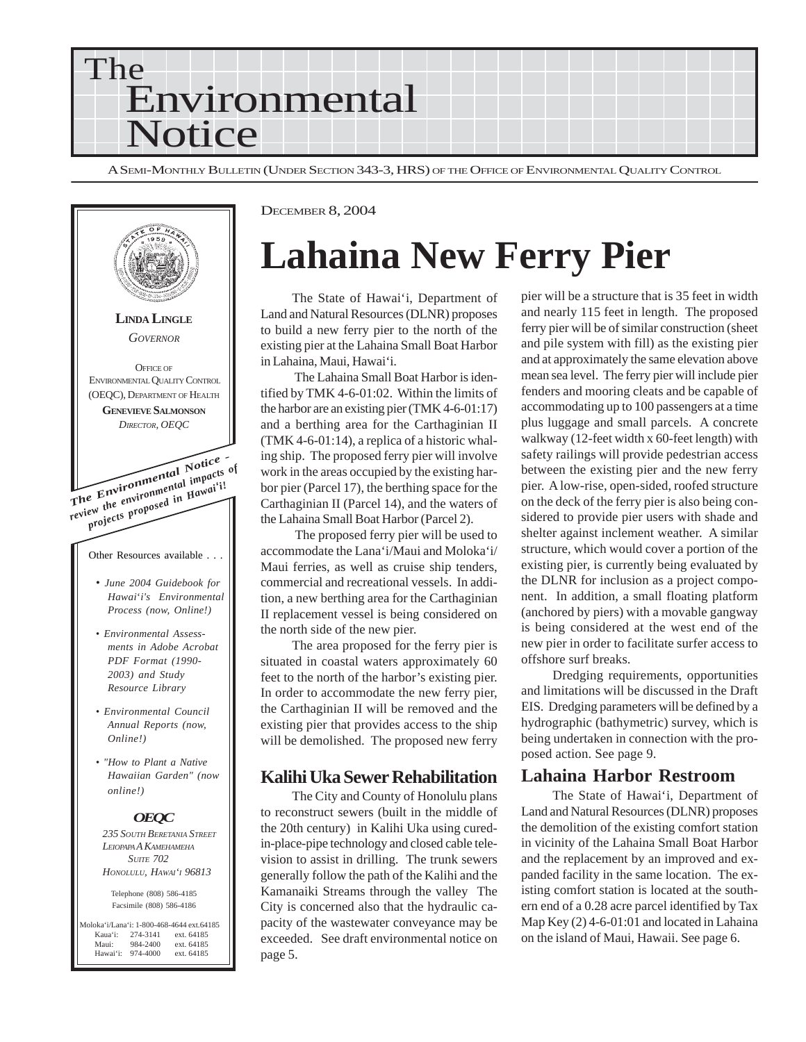# The Environmental Notice

A Semi-Monthly Bulletin (Under Section 343-3, HRS) of the Office of Environmental Quality Control

**Linda Lingle**
*Governor*

Office of Environmental Quality Control (OEQC), Department of Health
**Genevieve Salmonson**
*Director, OEQC*

***The Environmental Notice*** *- review the environmental impacts of projects proposed in Hawai'i!*

Other Resources available . . .

- *June 2004 Guidebook for Hawai'i's Environmental Process (now, Online!)*
- *Environmental Assessments in Adobe Acrobat PDF Format (1990-2003) and Study Resource Library*
- *Environmental Council Annual Reports (now, Online!)*
- *"How to Plant a Native Hawaiian Garden" (now online!)*

**OEQC**
*235 South Beretania Street*
*Leiopapa A Kamehameha*
*Suite 702*
*Honolulu, Hawai'i 96813*

Telephone (808) 586-4185
Facsimile (808) 586-4186

Moloka'i/Lana'i: 1-800-468-4644 ext.64185
Kaua'i: 274-3141 ext. 64185
Maui: 984-2400 ext. 64185
Hawai'i: 974-4000 ext. 64185

December 8, 2004

# Lahaina New Ferry Pier

The State of Hawai'i, Department of Land and Natural Resources (DLNR) proposes to build a new ferry pier to the north of the existing pier at the Lahaina Small Boat Harbor in Lahaina, Maui, Hawai'i.

The Lahaina Small Boat Harbor is identified by TMK 4-6-01:02. Within the limits of the harbor are an existing pier (TMK 4-6-01:17) and a berthing area for the Carthaginian II (TMK 4-6-01:14), a replica of a historic whaling ship. The proposed ferry pier will involve work in the areas occupied by the existing harbor pier (Parcel 17), the berthing space for the Carthaginian II (Parcel 14), and the waters of the Lahaina Small Boat Harbor (Parcel 2).

The proposed ferry pier will be used to accommodate the Lana'i/Maui and Moloka'i/Maui ferries, as well as cruise ship tenders, commercial and recreational vessels. In addition, a new berthing area for the Carthaginian II replacement vessel is being considered on the north side of the new pier.

The area proposed for the ferry pier is situated in coastal waters approximately 60 feet to the north of the harbor's existing pier. In order to accommodate the new ferry pier, the Carthaginian II will be removed and the existing pier that provides access to the ship will be demolished. The proposed new ferry pier will be a structure that is 35 feet in width and nearly 115 feet in length. The proposed ferry pier will be of similar construction (sheet and pile system with fill) as the existing pier and at approximately the same elevation above mean sea level. The ferry pier will include pier fenders and mooring cleats and be capable of accommodating up to 100 passengers at a time plus luggage and small parcels. A concrete walkway (12-feet width x 60-feet length) with safety railings will provide pedestrian access between the existing pier and the new ferry pier. A low-rise, open-sided, roofed structure on the deck of the ferry pier is also being considered to provide pier users with shade and shelter against inclement weather. A similar structure, which would cover a portion of the existing pier, is currently being evaluated by the DLNR for inclusion as a project component. In addition, a small floating platform (anchored by piers) with a movable gangway is being considered at the west end of the new pier in order to facilitate surfer access to offshore surf breaks.

Dredging requirements, opportunities and limitations will be discussed in the Draft EIS. Dredging parameters will be defined by a hydrographic (bathymetric) survey, which is being undertaken in connection with the proposed action. See page 9.

## Kalihi Uka Sewer Rehabilitation

The City and County of Honolulu plans to reconstruct sewers (built in the middle of the 20th century) in Kalihi Uka using cured-in-place-pipe technology and closed cable television to assist in drilling. The trunk sewers generally follow the path of the Kalihi and the Kamanaiki Streams through the valley The City is concerned also that the hydraulic capacity of the wastewater conveyance may be exceeded. See draft environmental notice on page 5.

## Lahaina Harbor Restroom

The State of Hawai'i, Department of Land and Natural Resources (DLNR) proposes the demolition of the existing comfort station in vicinity of the Lahaina Small Boat Harbor and the replacement by an improved and expanded facility in the same location. The existing comfort station is located at the southern end of a 0.28 acre parcel identified by Tax Map Key (2) 4-6-01:01 and located in Lahaina on the island of Maui, Hawaii. See page 6.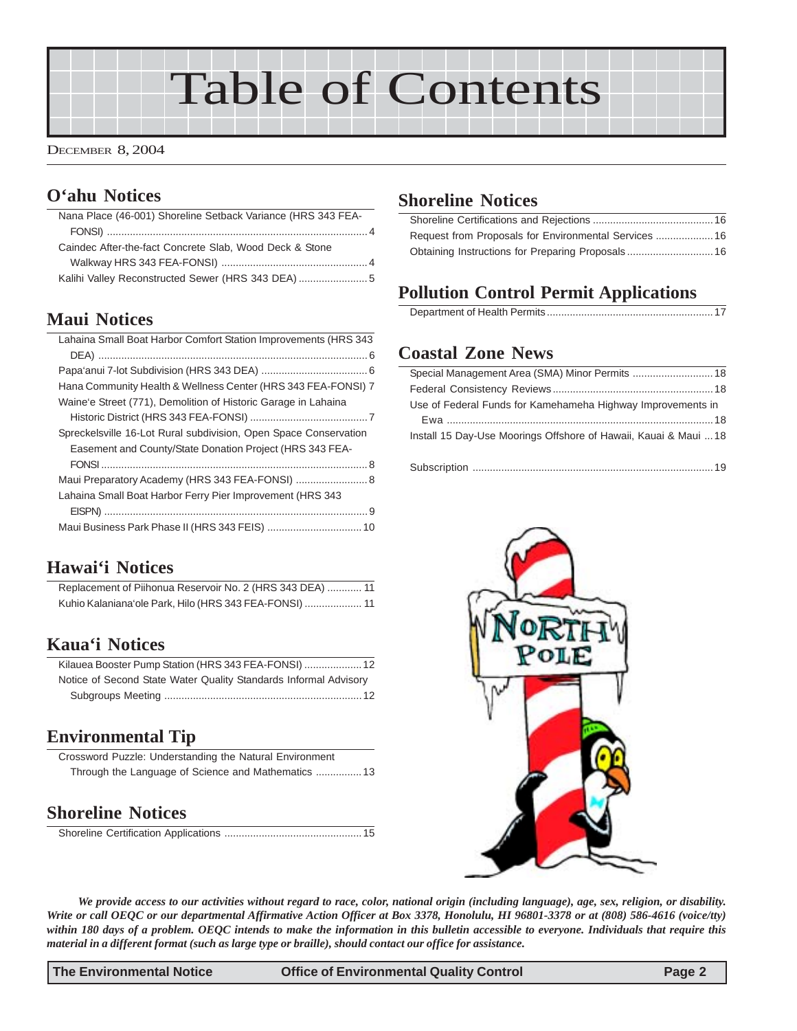# Table of Contents

DECEMBER 8, 2004

## O'ahu Notices

Nana Place (46-001) Shoreline Setback Variance (HRS 343 FEA-FONSI) .... 4
Caindec After-the-fact Concrete Slab, Wood Deck & Stone Walkway HRS 343 FEA-FONSI) .... 4
Kalihi Valley Reconstructed Sewer (HRS 343 DEA) .... 5

## Maui Notices

Lahaina Small Boat Harbor Comfort Station Improvements (HRS 343 DEA) .... 6
Papa'anui 7-lot Subdivision (HRS 343 DEA) .... 6
Hana Community Health & Wellness Center (HRS 343 FEA-FONSI) 7
Waine'e Street (771), Demolition of Historic Garage in Lahaina Historic District (HRS 343 FEA-FONSI) .... 7
Spreckelsville 16-Lot Rural subdivision, Open Space Conservation Easement and County/State Donation Project (HRS 343 FEA-FONSI .... 8
Maui Preparatory Academy (HRS 343 FEA-FONSI) .... 8
Lahaina Small Boat Harbor Ferry Pier Improvement (HRS 343 EISPN) .... 9
Maui Business Park Phase II (HRS 343 FEIS) .... 10

## Hawai'i Notices

Replacement of Piihonua Reservoir No. 2 (HRS 343 DEA) .... 11
Kuhio Kalaniana'ole Park, Hilo (HRS 343 FEA-FONSI) .... 11

## Kaua'i Notices

Kilauea Booster Pump Station (HRS 343 FEA-FONSI) .... 12
Notice of Second State Water Quality Standards Informal Advisory Subgroups Meeting .... 12

## Environmental Tip

Crossword Puzzle: Understanding the Natural Environment Through the Language of Science and Mathematics .... 13

## Shoreline Notices

Shoreline Certification Applications .... 15

## Shoreline Notices

Shoreline Certifications and Rejections .... 16
Request from Proposals for Environmental Services .... 16
Obtaining Instructions for Preparing Proposals .... 16

## Pollution Control Permit Applications

Department of Health Permits .... 17

## Coastal Zone News

Special Management Area (SMA) Minor Permits .... 18
Federal Consistency Reviews .... 18
Use of Federal Funds for Kamehameha Highway Improvements in Ewa .... 18
Install 15 Day-Use Moorings Offshore of Hawaii, Kauai & Maui .... 18

Subscription .... 19

***We provide access to our activities without regard to race, color, national origin (including language), age, sex, religion, or disability. Write or call OEQC or our departmental Affirmative Action Officer at Box 3378, Honolulu, HI 96801-3378 or at (808) 586-4616 (voice/tty) within 180 days of a problem. OEQC intends to make the information in this bulletin accessible to everyone. Individuals that require this material in a different format (such as large type or braille), should contact our office for assistance.***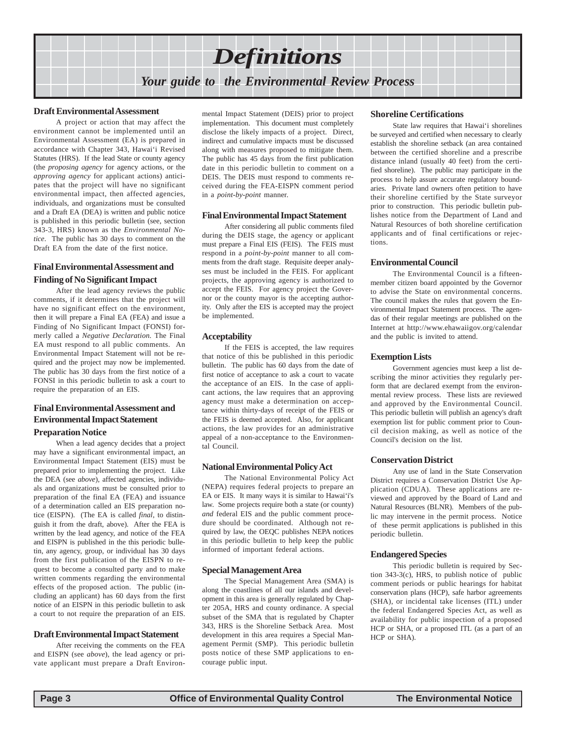# Definitions

## Your guide to the Environmental Review Process

### Draft Environmental Assessment

A project or action that may affect the environment cannot be implemented until an Environmental Assessment (EA) is prepared in accordance with Chapter 343, Hawai'i Revised Statutes (HRS). If the lead State or county agency (the *proposing agency* for agency actions, or the *approving agency* for applicant actions) anticipates that the project will have no significant environmental impact, then affected agencies, individuals, and organizations must be consulted and a Draft EA (DEA) is written and public notice is published in this periodic bulletin (see, section 343-3, HRS) known as the *Environmental Notice*. The public has 30 days to comment on the Draft EA from the date of the first notice.

### Final Environmental Assessment and Finding of No Significant Impact

After the lead agency reviews the public comments, if it determines that the project will have no significant effect on the environment, then it will prepare a Final EA (FEA) and issue a Finding of No Significant Impact (FONSI) formerly called a *Negative Declaration.* The Final EA must respond to all public comments. An Environmental Impact Statement will not be required and the project may now be implemented. The public has 30 days from the first notice of a FONSI in this periodic bulletin to ask a court to require the preparation of an EIS.

### Final Environmental Assessment and Environmental Impact Statement Preparation Notice

When a lead agency decides that a project may have a significant environmental impact, an Environmental Impact Statement (EIS) must be prepared prior to implementing the project. Like the DEA (see *above*), affected agencies, individuals and organizations must be consulted prior to preparation of the final EA (FEA) and issuance of a determination called an EIS preparation notice (EISPN). (The EA is called *final*, to distinguish it from the draft, above). After the FEA is written by the lead agency, and notice of the FEA and EISPN is published in the this periodic bulletin, any agency, group, or individual has 30 days from the first publication of the EISPN to request to become a consulted party and to make written comments regarding the environmental effects of the proposed action. The public (including an applicant) has 60 days from the first notice of an EISPN in this periodic bulletin to ask a court to not require the preparation of an EIS.

### Draft Environmental Impact Statement

After receiving the comments on the FEA and EISPN (see *above*), the lead agency or private applicant must prepare a Draft Environmental Impact Statement (DEIS) prior to project implementation. This document must completely disclose the likely impacts of a project. Direct, indirect and cumulative impacts must be discussed along with measures proposed to mitigate them. The public has 45 days from the first publication date in this periodic bulletin to comment on a DEIS. The DEIS must respond to comments received during the FEA-EISPN comment period in a *point-by-point* manner.

### Final Environmental Impact Statement

After considering all public comments filed during the DEIS stage, the agency or applicant must prepare a Final EIS (FEIS). The FEIS must respond in a *point-by-point* manner to all comments from the draft stage. Requisite deeper analyses must be included in the FEIS. For applicant projects, the approving agency is authorized to accept the FEIS. For agency project the Governor or the county mayor is the accepting authority. Only after the EIS is accepted may the project be implemented.

### Acceptability

If the FEIS is accepted, the law requires that notice of this be published in this periodic bulletin. The public has 60 days from the date of first notice of acceptance to ask a court to vacate the acceptance of an EIS. In the case of applicant actions, the law requires that an approving agency must make a determination on acceptance within thirty-days of receipt of the FEIS or the FEIS is deemed accepted. Also, for applicant actions, the law provides for an administrative appeal of a non-acceptance to the Environmental Council.

### National Environmental Policy Act

The National Environmental Policy Act (NEPA) requires federal projects to prepare an EA or EIS. It many ways it is similar to Hawai'i's law. Some projects require both a state (or county) *and* federal EIS and the public comment procedure should be coordinated. Although not required by law, the OEQC publishes NEPA notices in this periodic bulletin to help keep the public informed of important federal actions.

### Special Management Area

The Special Management Area (SMA) is along the coastlines of all our islands and development in this area is generally regulated by Chapter 205A, HRS and county ordinance. A special subset of the SMA that is regulated by Chapter 343, HRS is the Shoreline Setback Area. Most development in this area requires a Special Management Permit (SMP). This periodic bulletin posts notice of these SMP applications to encourage public input.

### Shoreline Certifications

State law requires that Hawai'i shorelines be surveyed and certified when necessary to clearly establish the shoreline setback (an area contained between the certified shoreline and a prescribe distance inland (usually 40 feet) from the certified shoreline). The public may participate in the process to help assure accurate regulatory boundaries. Private land owners often petition to have their shoreline certified by the State surveyor prior to construction. This periodic bulletin publishes notice from the Department of Land and Natural Resources of both shoreline certification applicants and of final certifications or rejections.

### Environmental Council

The Environmental Council is a fifteen-member citizen board appointed by the Governor to advise the State on environmental concerns. The council makes the rules that govern the Environmental Impact Statement process. The agendas of their regular meetings are published on the Internet at http://www.ehawaiigov.org/calendar and the public is invited to attend.

### Exemption Lists

Government agencies must keep a list describing the minor activities they regularly perform that are declared exempt from the environmental review process. These lists are reviewed and approved by the Environmental Council. This periodic bulletin will publish an agency's draft exemption list for public comment prior to Council decision making, as well as notice of the Council's decision on the list.

### Conservation District

Any use of land in the State Conservation District requires a Conservation District Use Application (CDUA). These applications are reviewed and approved by the Board of Land and Natural Resources (BLNR). Members of the public may intervene in the permit process. Notice of these permit applications is published in this periodic bulletin.

### Endangered Species

This periodic bulletin is required by Section 343-3(c), HRS, to publish notice of public comment periods or public hearings for habitat conservation plans (HCP), safe harbor agreements (SHA), or incidental take licenses (ITL) under the federal Endangered Species Act, as well as availability for public inspection of a proposed HCP or SHA, or a proposed ITL (as a part of an HCP or SHA).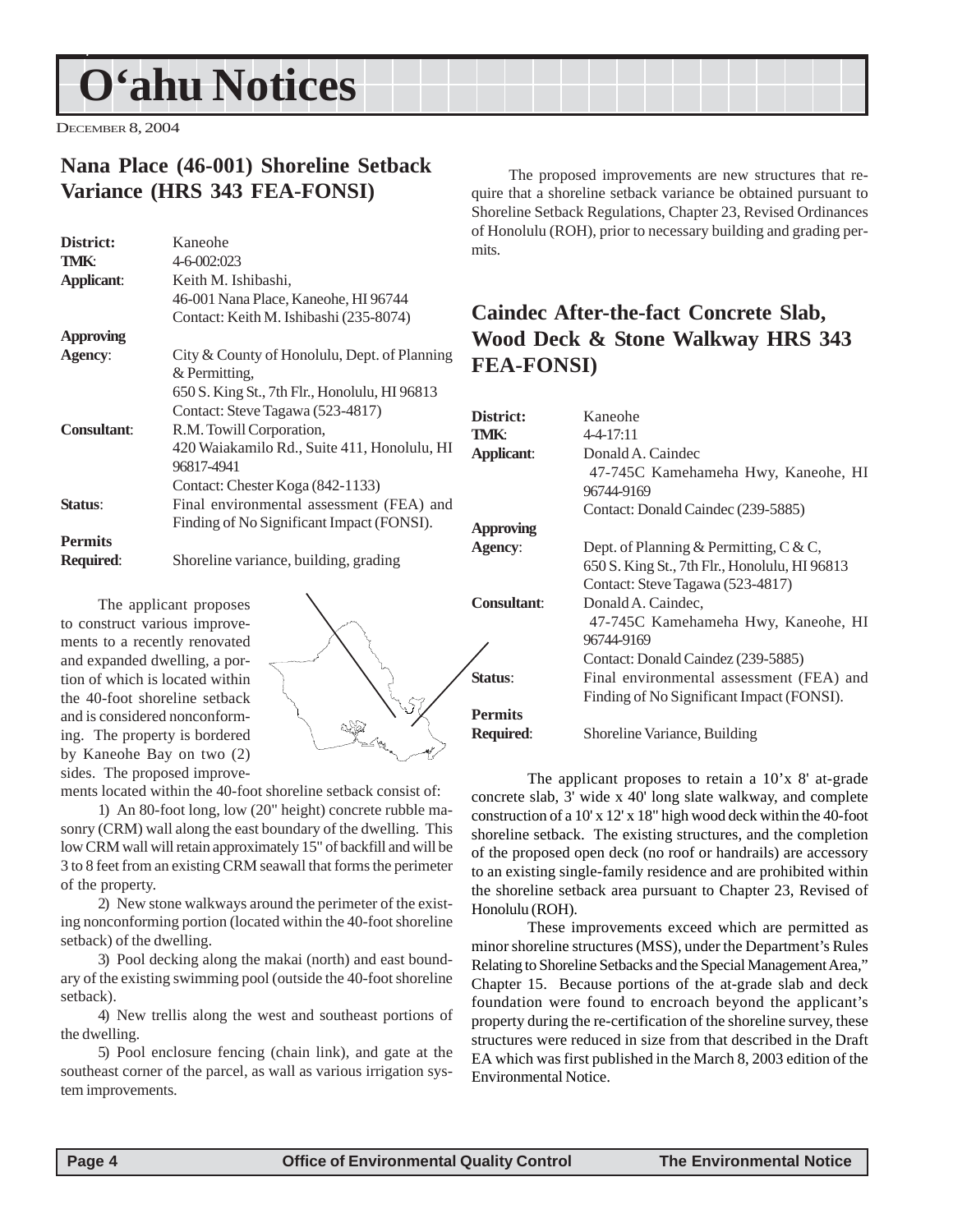# O'ahu Notices

DECEMBER 8, 2004

## Nana Place (46-001) Shoreline Setback Variance (HRS 343 FEA-FONSI)

**District:** Kaneohe
**TMK:** 4-6-002:023
**Applicant:** Keith M. Ishibashi, 46-001 Nana Place, Kaneohe, HI 96744
Contact: Keith M. Ishibashi (235-8074)
**Approving Agency:** City & County of Honolulu, Dept. of Planning & Permitting, 650 S. King St., 7th Flr., Honolulu, HI 96813
Contact: Steve Tagawa (523-4817)
**Consultant:** R.M. Towill Corporation, 420 Waiakamilo Rd., Suite 411, Honolulu, HI 96817-4941
Contact: Chester Koga (842-1133)
**Status:** Final environmental assessment (FEA) and Finding of No Significant Impact (FONSI).
**Permits Required:** Shoreline variance, building, grading

The applicant proposes to construct various improvements to a recently renovated and expanded dwelling, a portion of which is located within the 40-foot shoreline setback and is considered nonconforming. The property is bordered by Kaneohe Bay on two (2) sides. The proposed improvements located within the 40-foot shoreline setback consist of:

1) An 80-foot long, low (20" height) concrete rubble masonry (CRM) wall along the east boundary of the dwelling. This low CRM wall will retain approximately 15" of backfill and will be 3 to 8 feet from an existing CRM seawall that forms the perimeter of the property.

2) New stone walkways around the perimeter of the existing nonconforming portion (located within the 40-foot shoreline setback) of the dwelling.

3) Pool decking along the makai (north) and east boundary of the existing swimming pool (outside the 40-foot shoreline setback).

4) New trellis along the west and southeast portions of the dwelling.

5) Pool enclosure fencing (chain link), and gate at the southeast corner of the parcel, as wall as various irrigation system improvements.

The proposed improvements are new structures that require that a shoreline setback variance be obtained pursuant to Shoreline Setback Regulations, Chapter 23, Revised Ordinances of Honolulu (ROH), prior to necessary building and grading permits.

## Caindec After-the-fact Concrete Slab, Wood Deck & Stone Walkway HRS 343 FEA-FONSI)

**District:** Kaneohe
**TMK:** 4-4-17:11
**Applicant:** Donald A. Caindec, 47-745C Kamehameha Hwy, Kaneohe, HI 96744-9169
Contact: Donald Caindec (239-5885)
**Approving Agency:** Dept. of Planning & Permitting, C & C, 650 S. King St., 7th Flr., Honolulu, HI 96813
Contact: Steve Tagawa (523-4817)
**Consultant:** Donald A. Caindec, 47-745C Kamehameha Hwy, Kaneohe, HI 96744-9169
Contact: Donald Caindez (239-5885)
**Status:** Final environmental assessment (FEA) and Finding of No Significant Impact (FONSI).
**Permits Required:** Shoreline Variance, Building

The applicant proposes to retain a 10'x 8' at-grade concrete slab, 3' wide x 40' long slate walkway, and complete construction of a 10' x 12' x 18" high wood deck within the 40-foot shoreline setback. The existing structures, and the completion of the proposed open deck (no roof or handrails) are accessory to an existing single-family residence and are prohibited within the shoreline setback area pursuant to Chapter 23, Revised of Honolulu (ROH).

These improvements exceed which are permitted as minor shoreline structures (MSS), under the Department's Rules Relating to Shoreline Setbacks and the Special Management Area," Chapter 15. Because portions of the at-grade slab and deck foundation were found to encroach beyond the applicant's property during the re-certification of the shoreline survey, these structures were reduced in size from that described in the Draft EA which was first published in the March 8, 2003 edition of the Environmental Notice.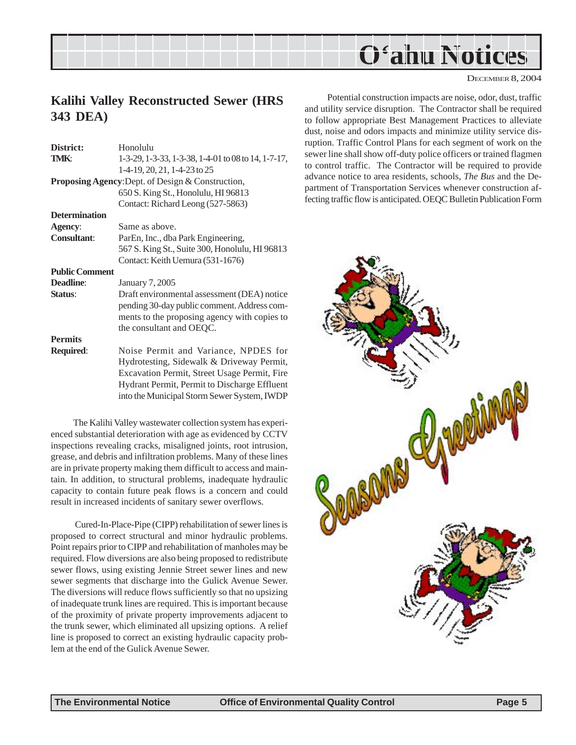# O'ahu Notices

December 8, 2004

## Kalihi Valley Reconstructed Sewer (HRS 343 DEA)

| | |
|---|---|
| **District:** | Honolulu |
| **TMK:** | 1-3-29, 1-3-33, 1-3-38, 1-4-01 to 08 to 14, 1-7-17, 1-4-19, 20, 21, 1-4-23 to 25 |
| **Proposing Agency:** | Dept. of Design & Construction, 650 S. King St., Honolulu, HI 96813. Contact: Richard Leong (527-5863) |
| **Determination Agency:** | Same as above. |
| **Consultant:** | ParEn, Inc., dba Park Engineering, 567 S. King St., Suite 300, Honolulu, HI 96813. Contact: Keith Uemura (531-1676) |
| **Public Comment Deadline:** | January 7, 2005 |
| **Status:** | Draft environmental assessment (DEA) notice pending 30-day public comment. Address comments to the proposing agency with copies to the consultant and OEQC. |
| **Permits Required:** | Noise Permit and Variance, NPDES for Hydrotesting, Sidewalk & Driveway Permit, Excavation Permit, Street Usage Permit, Fire Hydrant Permit, Permit to Discharge Effluent into the Municipal Storm Sewer System, IWDP |

The Kalihi Valley wastewater collection system has experienced substantial deterioration with age as evidenced by CCTV inspections revealing cracks, misaligned joints, root intrusion, grease, and debris and infiltration problems. Many of these lines are in private property making them difficult to access and maintain. In addition, to structural problems, inadequate hydraulic capacity to contain future peak flows is a concern and could result in increased incidents of sanitary sewer overflows.

Cured-In-Place-Pipe (CIPP) rehabilitation of sewer lines is proposed to correct structural and minor hydraulic problems. Point repairs prior to CIPP and rehabilitation of manholes may be required. Flow diversions are also being proposed to redistribute sewer flows, using existing Jennie Street sewer lines and new sewer segments that discharge into the Gulick Avenue Sewer. The diversions will reduce flows sufficiently so that no upsizing of inadequate trunk lines are required. This is important because of the proximity of private property improvements adjacent to the trunk sewer, which eliminated all upsizing options. A relief line is proposed to correct an existing hydraulic capacity problem at the end of the Gulick Avenue Sewer.

Potential construction impacts are noise, odor, dust, traffic and utility service disruption. The Contractor shall be required to follow appropriate Best Management Practices to alleviate dust, noise and odors impacts and minimize utility service disruption. Traffic Control Plans for each segment of work on the sewer line shall show off-duty police officers or trained flagmen to control traffic. The Contractor will be required to provide advance notice to area residents, schools, *The Bus* and the Department of Transportation Services whenever construction affecting traffic flow is anticipated. OEQC Bulletin Publication Form

Seasons Greetings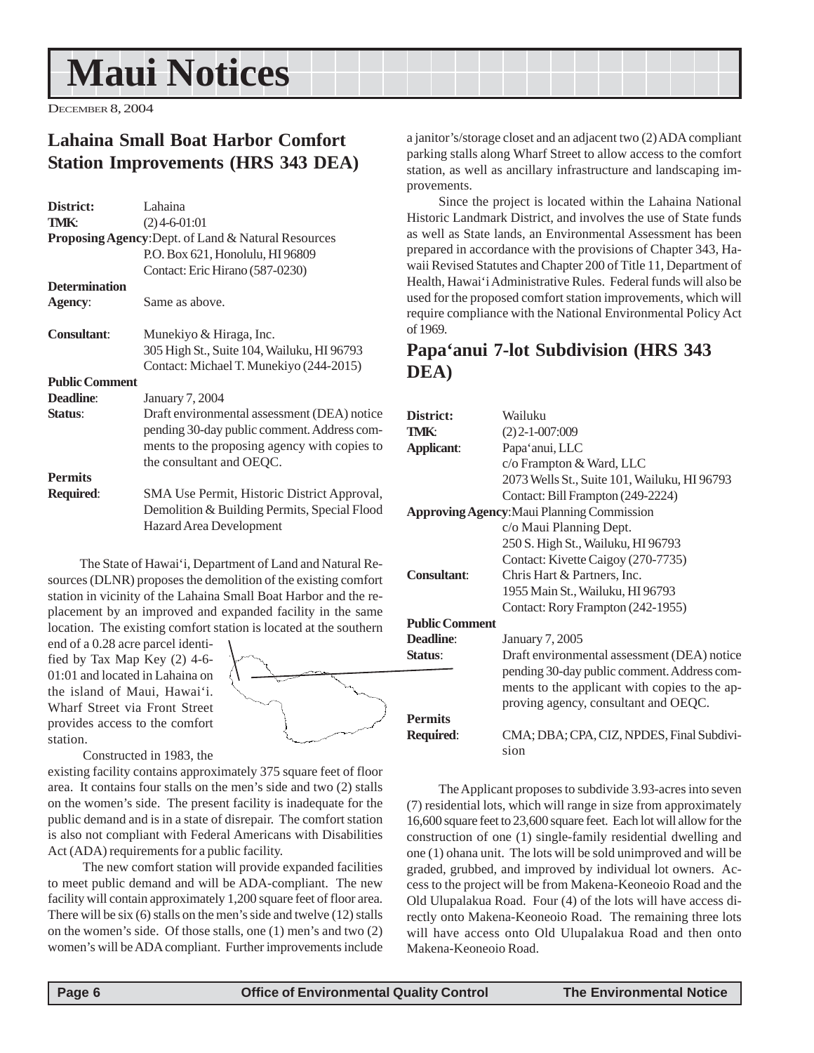# Maui Notices

December 8, 2004

## Lahaina Small Boat Harbor Comfort Station Improvements (HRS 343 DEA)

**District:** Lahaina
**TMK:** (2) 4-6-01:01
**Proposing Agency:** Dept. of Land & Natural Resources
P.O. Box 621, Honolulu, HI 96809
Contact: Eric Hirano (587-0230)
**Determination Agency:** Same as above.
**Consultant:** Munekiyo & Hiraga, Inc.
305 High St., Suite 104, Wailuku, HI 96793
Contact: Michael T. Munekiyo (244-2015)
**Public Comment Deadline:** January 7, 2004
**Status:** Draft environmental assessment (DEA) notice pending 30-day public comment. Address comments to the proposing agency with copies to the consultant and OEQC.
**Permits Required:** SMA Use Permit, Historic District Approval, Demolition & Building Permits, Special Flood Hazard Area Development

The State of Hawai'i, Department of Land and Natural Resources (DLNR) proposes the demolition of the existing comfort station in vicinity of the Lahaina Small Boat Harbor and the replacement by an improved and expanded facility in the same location. The existing comfort station is located at the southern end of a 0.28 acre parcel identified by Tax Map Key (2) 4-6-01:01 and located in Lahaina on the island of Maui, Hawai'i. Wharf Street via Front Street provides access to the comfort station.

Constructed in 1983, the existing facility contains approximately 375 square feet of floor area. It contains four stalls on the men's side and two (2) stalls on the women's side. The present facility is inadequate for the public demand and is in a state of disrepair. The comfort station is also not compliant with Federal Americans with Disabilities Act (ADA) requirements for a public facility.

The new comfort station will provide expanded facilities to meet public demand and will be ADA-compliant. The new facility will contain approximately 1,200 square feet of floor area. There will be six (6) stalls on the men's side and twelve (12) stalls on the women's side. Of those stalls, one (1) men's and two (2) women's will be ADA compliant. Further improvements include a janitor's/storage closet and an adjacent two (2) ADA compliant parking stalls along Wharf Street to allow access to the comfort station, as well as ancillary infrastructure and landscaping improvements.

Since the project is located within the Lahaina National Historic Landmark District, and involves the use of State funds as well as State lands, an Environmental Assessment has been prepared in accordance with the provisions of Chapter 343, Hawaii Revised Statutes and Chapter 200 of Title 11, Department of Health, Hawai'i Administrative Rules. Federal funds will also be used for the proposed comfort station improvements, which will require compliance with the National Environmental Policy Act of 1969.

## Papa'anui 7-lot Subdivision (HRS 343 DEA)

**District:** Wailuku
**TMK:** (2) 2-1-007:009
**Applicant:** Papa'anui, LLC
c/o Frampton & Ward, LLC
2073 Wells St., Suite 101, Wailuku, HI 96793
Contact: Bill Frampton (249-2224)
**Approving Agency:** Maui Planning Commission
c/o Maui Planning Dept.
250 S. High St., Wailuku, HI 96793
Contact: Kivette Caigoy (270-7735)
**Consultant:** Chris Hart & Partners, Inc.
1955 Main St., Wailuku, HI 96793
Contact: Rory Frampton (242-1955)
**Public Comment Deadline:** January 7, 2005
**Status:** Draft environmental assessment (DEA) notice pending 30-day public comment. Address comments to the applicant with copies to the approving agency, consultant and OEQC.
**Permits Required:** CMA; DBA; CPA, CIZ, NPDES, Final Subdivision

The Applicant proposes to subdivide 3.93-acres into seven (7) residential lots, which will range in size from approximately 16,600 square feet to 23,600 square feet. Each lot will allow for the construction of one (1) single-family residential dwelling and one (1) ohana unit. The lots will be sold unimproved and will be graded, grubbed, and improved by individual lot owners. Access to the project will be from Makena-Keoneoio Road and the Old Ulupalakua Road. Four (4) of the lots will have access directly onto Makena-Keoneoio Road. The remaining three lots will have access onto Old Ulupalakua Road and then onto Makena-Keoneoio Road.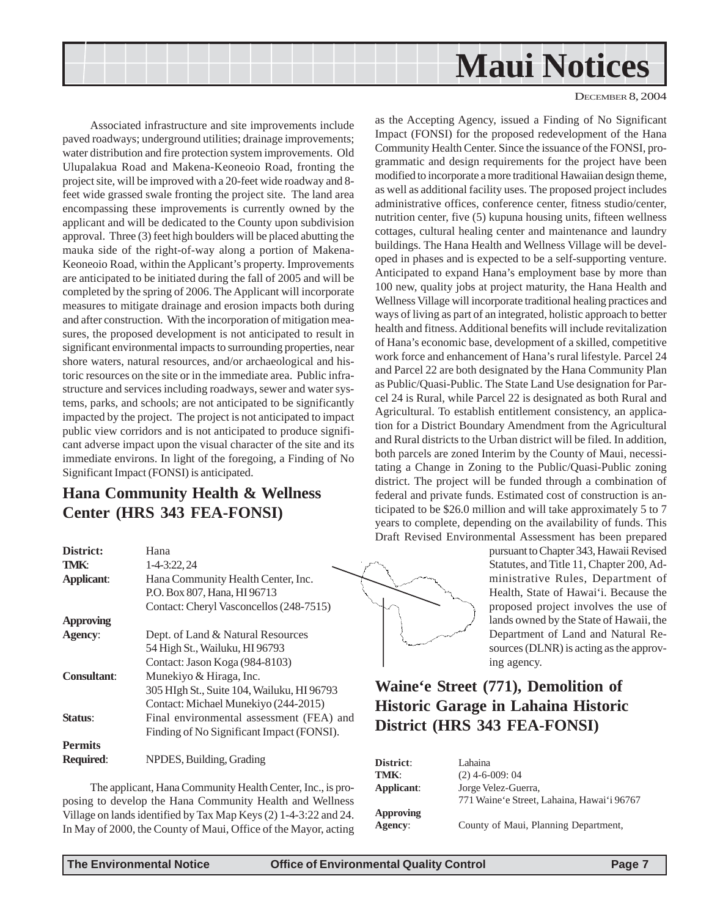Associated infrastructure and site improvements include paved roadways; underground utilities; drainage improvements; water distribution and fire protection system improvements. Old Ulupalakua Road and Makena-Keoneoio Road, fronting the project site, will be improved with a 20-feet wide roadway and 8-feet wide grassed swale fronting the project site. The land area encompassing these improvements is currently owned by the applicant and will be dedicated to the County upon subdivision approval. Three (3) feet high boulders will be placed abutting the mauka side of the right-of-way along a portion of Makena-Keoneoio Road, within the Applicant's property. Improvements are anticipated to be initiated during the fall of 2005 and will be completed by the spring of 2006. The Applicant will incorporate measures to mitigate drainage and erosion impacts both during and after construction. With the incorporation of mitigation measures, the proposed development is not anticipated to result in significant environmental impacts to surrounding properties, near shore waters, natural resources, and/or archaeological and historic resources on the site or in the immediate area. Public infrastructure and services including roadways, sewer and water systems, parks, and schools; are not anticipated to be significantly impacted by the project. The project is not anticipated to impact public view corridors and is not anticipated to produce significant adverse impact upon the visual character of the site and its immediate environs. In light of the foregoing, a Finding of No Significant Impact (FONSI) is anticipated.

## Hana Community Health & Wellness Center (HRS 343 FEA-FONSI)

**District:** Hana
**TMK:** 1-4-3:22, 24
**Applicant:** Hana Community Health Center, Inc.
P.O. Box 807, Hana, HI 96713
Contact: Cheryl Vasconcellos (248-7515)
**Approving Agency:** Dept. of Land & Natural Resources
54 High St., Wailuku, HI 96793
Contact: Jason Koga (984-8103)
**Consultant:** Munekiyo & Hiraga, Inc.
305 HIgh St., Suite 104, Wailuku, HI 96793
Contact: Michael Munekiyo (244-2015)
**Status:** Final environmental assessment (FEA) and Finding of No Significant Impact (FONSI).
**Permits Required:** NPDES, Building, Grading

The applicant, Hana Community Health Center, Inc., is proposing to develop the Hana Community Health and Wellness Village on lands identified by Tax Map Keys (2) 1-4-3:22 and 24. In May of 2000, the County of Maui, Office of the Mayor, acting as the Accepting Agency, issued a Finding of No Significant Impact (FONSI) for the proposed redevelopment of the Hana Community Health Center. Since the issuance of the FONSI, programmatic and design requirements for the project have been modified to incorporate a more traditional Hawaiian design theme, as well as additional facility uses. The proposed project includes administrative offices, conference center, fitness studio/center, nutrition center, five (5) kupuna housing units, fifteen wellness cottages, cultural healing center and maintenance and laundry buildings. The Hana Health and Wellness Village will be developed in phases and is expected to be a self-supporting venture. Anticipated to expand Hana's employment base by more than 100 new, quality jobs at project maturity, the Hana Health and Wellness Village will incorporate traditional healing practices and ways of living as part of an integrated, holistic approach to better health and fitness. Additional benefits will include revitalization of Hana's economic base, development of a skilled, competitive work force and enhancement of Hana's rural lifestyle. Parcel 24 and Parcel 22 are both designated by the Hana Community Plan as Public/Quasi-Public. The State Land Use designation for Parcel 24 is Rural, while Parcel 22 is designated as both Rural and Agricultural. To establish entitlement consistency, an application for a District Boundary Amendment from the Agricultural and Rural districts to the Urban district will be filed. In addition, both parcels are zoned Interim by the County of Maui, necessitating a Change in Zoning to the Public/Quasi-Public zoning district. The project will be funded through a combination of federal and private funds. Estimated cost of construction is anticipated to be $26.0 million and will take approximately 5 to 7 years to complete, depending on the availability of funds. This Draft Revised Environmental Assessment has been prepared pursuant to Chapter 343, Hawaii Revised Statutes, and Title 11, Chapter 200, Administrative Rules, Department of Health, State of Hawai'i. Because the proposed project involves the use of lands owned by the State of Hawaii, the Department of Land and Natural Resources (DLNR) is acting as the approving agency.

## Waine'e Street (771), Demolition of Historic Garage in Lahaina Historic District (HRS 343 FEA-FONSI)

**District:** Lahaina
**TMK:** (2) 4-6-009: 04
**Applicant:** Jorge Velez-Guerra,
771 Waine'e Street, Lahaina, Hawai'i 96767
**Approving Agency:** County of Maui, Planning Department,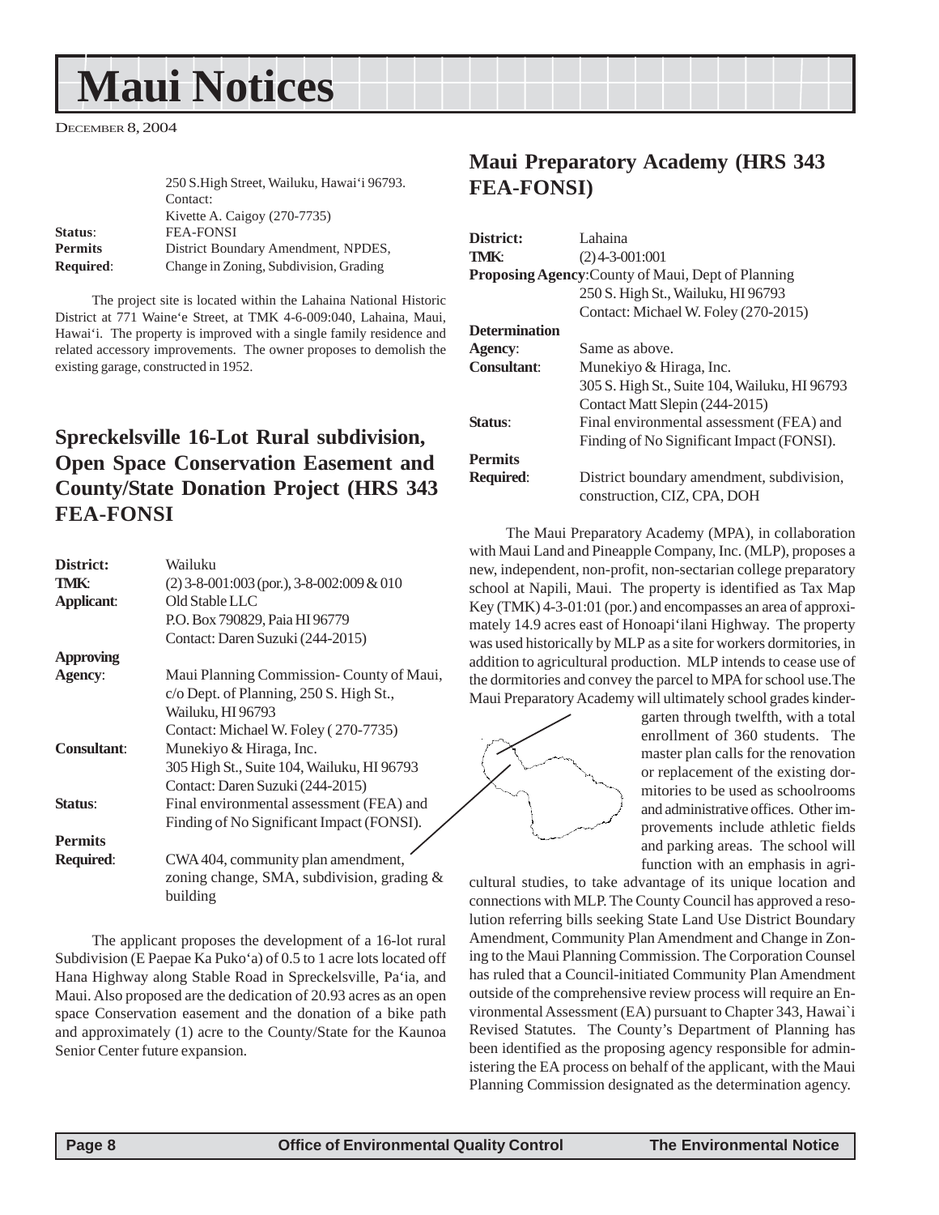# Maui Notices

December 8, 2004

| | |
|---|---|
| | 250 S.High Street, Wailuku, Hawai'i 96793. Contact: Kivette A. Caigoy (270-7735) |
| **Status**: | FEA-FONSI |
| **Permits Required**: | District Boundary Amendment, NPDES, Change in Zoning, Subdivision, Grading |

The project site is located within the Lahaina National Historic District at 771 Waine'e Street, at TMK 4-6-009:040, Lahaina, Maui, Hawai'i. The property is improved with a single family residence and related accessory improvements. The owner proposes to demolish the existing garage, constructed in 1952.

## Spreckelsville 16-Lot Rural subdivision, Open Space Conservation Easement and County/State Donation Project (HRS 343 FEA-FONSI

| | |
|---|---|
| **District:** | Wailuku |
| **TMK**: | (2) 3-8-001:003 (por.), 3-8-002:009 & 010 |
| **Applicant**: | Old Stable LLC<br>P.O. Box 790829, Paia HI 96779<br>Contact: Daren Suzuki (244-2015) |
| **Approving Agency**: | Maui Planning Commission- County of Maui, c/o Dept. of Planning, 250 S. High St., Wailuku, HI 96793<br>Contact: Michael W. Foley ( 270-7735) |
| **Consultant**: | Munekiyo & Hiraga, Inc.<br>305 High St., Suite 104, Wailuku, HI 96793<br>Contact: Daren Suzuki (244-2015) |
| **Status**: | Final environmental assessment (FEA) and Finding of No Significant Impact (FONSI). |
| **Permits Required**: | CWA 404, community plan amendment, zoning change, SMA, subdivision, grading & building |

The applicant proposes the development of a 16-lot rural Subdivision (E Paepae Ka Puko'a) of 0.5 to 1 acre lots located off Hana Highway along Stable Road in Spreckelsville, Pa'ia, and Maui. Also proposed are the dedication of 20.93 acres as an open space Conservation easement and the donation of a bike path and approximately (1) acre to the County/State for the Kaunoa Senior Center future expansion.

## Maui Preparatory Academy (HRS 343 FEA-FONSI)

| | |
|---|---|
| **District:** | Lahaina |
| **TMK**: | (2) 4-3-001:001 |
| **Proposing Agency**: | County of Maui, Dept of Planning<br>250 S. High St., Wailuku, HI 96793<br>Contact: Michael W. Foley (270-2015) |
| **Determination Agency**: | Same as above. |
| **Consultant**: | Munekiyo & Hiraga, Inc.<br>305 S. High St., Suite 104, Wailuku, HI 96793<br>Contact Matt Slepin (244-2015) |
| **Status**: | Final environmental assessment (FEA) and Finding of No Significant Impact (FONSI). |
| **Permits Required**: | District boundary amendment, subdivision, construction, CIZ, CPA, DOH |

The Maui Preparatory Academy (MPA), in collaboration with Maui Land and Pineapple Company, Inc. (MLP), proposes a new, independent, non-profit, non-sectarian college preparatory school at Napili, Maui. The property is identified as Tax Map Key (TMK) 4-3-01:01 (por.) and encompasses an area of approximately 14.9 acres east of Honoapi'ilani Highway. The property was used historically by MLP as a site for workers dormitories, in addition to agricultural production. MLP intends to cease use of the dormitories and convey the parcel to MPA for school use.The Maui Preparatory Academy will ultimately school grades kindergarten through twelfth, with a total enrollment of 360 students. The master plan calls for the renovation or replacement of the existing dormitories to be used as schoolrooms and administrative offices. Other improvements include athletic fields and parking areas. The school will function with an emphasis in agricultural studies, to take advantage of its unique location and connections with MLP. The County Council has approved a resolution referring bills seeking State Land Use District Boundary Amendment, Community Plan Amendment and Change in Zoning to the Maui Planning Commission. The Corporation Counsel has ruled that a Council-initiated Community Plan Amendment outside of the comprehensive review process will require an Environmental Assessment (EA) pursuant to Chapter 343, Hawai`i Revised Statutes. The County's Department of Planning has been identified as the proposing agency responsible for administering the EA process on behalf of the applicant, with the Maui Planning Commission designated as the determination agency.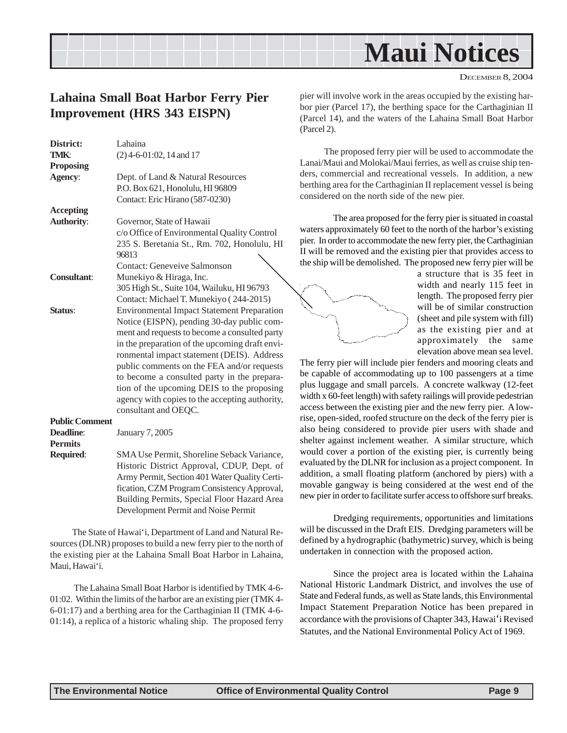# Maui Notices

DECEMBER 8, 2004

## Lahaina Small Boat Harbor Ferry Pier Improvement (HRS 343 EISPN)

| | |
|---|---|
| **District:** | Lahaina |
| **TMK**: | (2) 4-6-01:02, 14 and 17 |
| **Proposing Agency**: | Dept. of Land & Natural Resources<br>P.O. Box 621, Honolulu, HI 96809<br>Contact: Eric Hirano (587-0230) |
| **Accepting Authority**: | Governor, State of Hawaii<br>c/o Office of Environmental Quality Control<br>235 S. Beretania St., Rm. 702, Honolulu, HI 96813<br>Contact: Geneveive Salmonson |
| **Consultant**: | Munekiyo & Hiraga, Inc.<br>305 High St., Suite 104, Wailuku, HI 96793<br>Contact: Michael T. Munekiyo ( 244-2015) |
| **Status**: | Environmental Impact Statement Preparation Notice (EISPN), pending 30-day public comment and requests to become a consulted party in the preparation of the upcoming draft environmental impact statement (DEIS). Address public comments on the FEA and/or requests to become a consulted party in the preparation of the upcoming DEIS to the proposing agency with copies to the accepting authority, consultant and OEQC. |
| **Public Comment Deadline**: | January 7, 2005 |
| **Permits Required**: | SMA Use Permit, Shoreline Seback Variance, Historic District Approval, CDUP, Dept. of Army Permit, Section 401 Water Quality Certification, CZM Program Consistency Approval, Building Permits, Special Floor Hazard Area Development Permit and Noise Permit |

The State of Hawai'i, Department of Land and Natural Resources (DLNR) proposes to build a new ferry pier to the north of the existing pier at the Lahaina Small Boat Harbor in Lahaina, Maui, Hawai'i.

The Lahaina Small Boat Harbor is identified by TMK 4-6-01:02. Within the limits of the harbor are an existing pier (TMK 4-6-01:17) and a berthing area for the Carthaginian II (TMK 4-6-01:14), a replica of a historic whaling ship. The proposed ferry pier will involve work in the areas occupied by the existing harbor pier (Parcel 17), the berthing space for the Carthaginian II (Parcel 14), and the waters of the Lahaina Small Boat Harbor (Parcel 2).

The proposed ferry pier will be used to accommodate the Lanai/Maui and Molokai/Maui ferries, as well as cruise ship tenders, commercial and recreational vessels. In addition, a new berthing area for the Carthaginian II replacement vessel is being considered on the north side of the new pier.

The area proposed for the ferry pier is situated in coastal waters approximately 60 feet to the north of the harbor's existing pier. In order to accommodate the new ferry pier, the Carthaginian II will be removed and the existing pier that provides access to the ship will be demolished. The proposed new ferry pier will be a structure that is 35 feet in width and nearly 115 feet in length. The proposed ferry pier will be of similar construction (sheet and pile system with fill) as the existing pier and at approximately the same elevation above mean sea level. The ferry pier will include pier fenders and mooring cleats and be capable of accommodating up to 100 passengers at a time plus luggage and small parcels. A concrete walkway (12-feet width x 60-feet length) with safety railings will provide pedestrian access between the existing pier and the new ferry pier. A low-rise, open-sided, roofed structure on the deck of the ferry pier is also being considered to provide pier users with shade and shelter against inclement weather. A similar structure, which would cover a portion of the existing pier, is currently being evaluated by the DLNR for inclusion as a project component. In addition, a small floating platform (anchored by piers) with a movable gangway is being considered at the west end of the new pier in order to facilitate surfer access to offshore surf breaks.

Dredging requirements, opportunities and limitations will be discussed in the Draft EIS. Dredging parameters will be defined by a hydrographic (bathymetric) survey, which is being undertaken in connection with the proposed action.

Since the project area is located within the Lahaina National Historic Landmark District, and involves the use of State and Federal funds, as well as State lands, this Environmental Impact Statement Preparation Notice has been prepared in accordance with the provisions of Chapter 343, Hawai'i Revised Statutes, and the National Environmental Policy Act of 1969.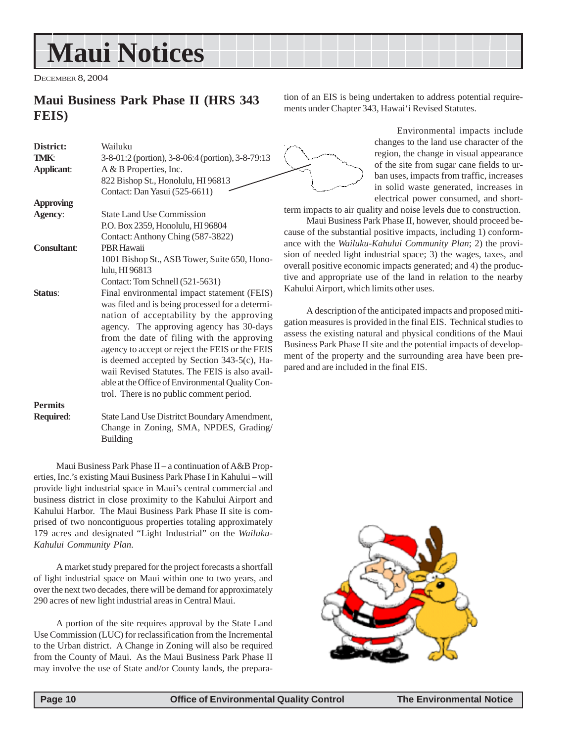# Maui Notices

DECEMBER 8, 2004

## Maui Business Park Phase II (HRS 343 FEIS)

**District:** Wailuku
**TMK:** 3-8-01:2 (portion), 3-8-06:4 (portion), 3-8-79:13
**Applicant:** A & B Properties, Inc.
822 Bishop St., Honolulu, HI 96813
Contact: Dan Yasui (525-6611)
**Approving Agency:** State Land Use Commission
P.O. Box 2359, Honolulu, HI 96804
Contact: Anthony Ching (587-3822)
**Consultant:** PBR Hawaii
1001 Bishop St., ASB Tower, Suite 650, Honolulu, HI 96813
Contact: Tom Schnell (521-5631)
**Status:** Final environmental impact statement (FEIS) was filed and is being processed for a determination of acceptability by the approving agency. The approving agency has 30-days from the date of filing with the approving agency to accept or reject the FEIS or the FEIS is deemed accepted by Section 343-5(c), Hawaii Revised Statutes. The FEIS is also available at the Office of Environmental Quality Control. There is no public comment period.
**Permits Required:** State Land Use Distritct Boundary Amendment, Change in Zoning, SMA, NPDES, Grading/ Building

Maui Business Park Phase II – a continuation of A&B Properties, Inc.'s existing Maui Business Park Phase I in Kahului – will provide light industrial space in Maui's central commercial and business district in close proximity to the Kahului Airport and Kahului Harbor. The Maui Business Park Phase II site is comprised of two noncontiguous properties totaling approximately 179 acres and designated "Light Industrial" on the *Wailuku-Kahului Community Plan.*

A market study prepared for the project forecasts a shortfall of light industrial space on Maui within one to two years, and over the next two decades, there will be demand for approximately 290 acres of new light industrial areas in Central Maui.

A portion of the site requires approval by the State Land Use Commission (LUC) for reclassification from the Incremental to the Urban district. A Change in Zoning will also be required from the County of Maui. As the Maui Business Park Phase II may involve the use of State and/or County lands, the preparation of an EIS is being undertaken to address potential requirements under Chapter 343, Hawai'i Revised Statutes.

Environmental impacts include changes to the land use character of the region, the change in visual appearance of the site from sugar cane fields to urban uses, impacts from traffic, increases in solid waste generated, increases in electrical power consumed, and short-term impacts to air quality and noise levels due to construction.

Maui Business Park Phase II, however, should proceed because of the substantial positive impacts, including 1) conformance with the *Wailuku-Kahului Community Plan*; 2) the provision of needed light industrial space; 3) the wages, taxes, and overall positive economic impacts generated; and 4) the productive and appropriate use of the land in relation to the nearby Kahului Airport, which limits other uses.

A description of the anticipated impacts and proposed mitigation measures is provided in the final EIS. Technical studies to assess the existing natural and physical conditions of the Maui Business Park Phase II site and the potential impacts of development of the property and the surrounding area have been prepared and are included in the final EIS.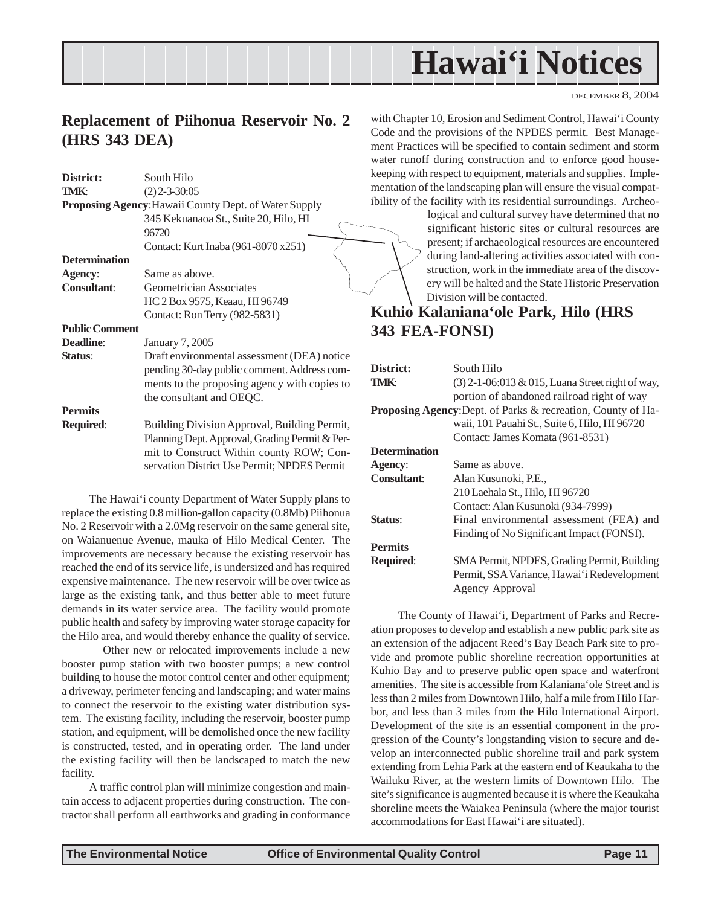# Hawai'i Notices

DECEMBER 8, 2004

## Replacement of Piihonua Reservoir No. 2 (HRS 343 DEA)

| | |
|---|---|
| **District:** | South Hilo |
| **TMK**: | (2) 2-3-30:05 |
| **Proposing Agency**: | Hawaii County Dept. of Water Supply<br>345 Kekuanaoa St., Suite 20, Hilo, HI 96720<br>Contact: Kurt Inaba (961-8070 x251) |
| **Determination Agency**: | Same as above. |
| **Consultant**: | Geometrician Associates<br>HC 2 Box 9575, Keaau, HI 96749<br>Contact: Ron Terry (982-5831) |
| **Public Comment Deadline**: | January 7, 2005 |
| **Status**: | Draft environmental assessment (DEA) notice pending 30-day public comment. Address comments to the proposing agency with copies to the consultant and OEQC. |
| **Permits Required**: | Building Division Approval, Building Permit, Planning Dept. Approval, Grading Permit & Permit to Construct Within county ROW; Conservation District Use Permit; NPDES Permit |

The Hawai'i county Department of Water Supply plans to replace the existing 0.8 million-gallon capacity (0.8Mb) Piihonua No. 2 Reservoir with a 2.0Mg reservoir on the same general site, on Waianuenue Avenue, mauka of Hilo Medical Center. The improvements are necessary because the existing reservoir has reached the end of its service life, is undersized and has required expensive maintenance. The new reservoir will be over twice as large as the existing tank, and thus better able to meet future demands in its water service area. The facility would promote public health and safety by improving water storage capacity for the Hilo area, and would thereby enhance the quality of service.

Other new or relocated improvements include a new booster pump station with two booster pumps; a new control building to house the motor control center and other equipment; a driveway, perimeter fencing and landscaping; and water mains to connect the reservoir to the existing water distribution system. The existing facility, including the reservoir, booster pump station, and equipment, will be demolished once the new facility is constructed, tested, and in operating order. The land under the existing facility will then be landscaped to match the new facility.

A traffic control plan will minimize congestion and maintain access to adjacent properties during construction. The contractor shall perform all earthworks and grading in conformance with Chapter 10, Erosion and Sediment Control, Hawai'i County Code and the provisions of the NPDES permit. Best Management Practices will be specified to contain sediment and storm water runoff during construction and to enforce good housekeeping with respect to equipment, materials and supplies. Implementation of the landscaping plan will ensure the visual compatibility of the facility with its residential surroundings. Archeological and cultural survey have determined that no significant historic sites or cultural resources are present; if archaeological resources are encountered during land-altering activities associated with construction, work in the immediate area of the discovery will be halted and the State Historic Preservation Division will be contacted.

## Kuhio Kalaniana'ole Park, Hilo (HRS 343 FEA-FONSI)

| | |
|---|---|
| **District:** | South Hilo |
| **TMK**: | (3) 2-1-06:013 & 015, Luana Street right of way, portion of abandoned railroad right of way |
| **Proposing Agency**: | Dept. of Parks & recreation, County of Hawaii, 101 Pauahi St., Suite 6, Hilo, HI 96720<br>Contact: James Komata (961-8531) |
| **Determination Agency**: | Same as above. |
| **Consultant**: | Alan Kusunoki, P.E.,<br>210 Laehala St., Hilo, HI 96720<br>Contact: Alan Kusunoki (934-7999) |
| **Status**: | Final environmental assessment (FEA) and Finding of No Significant Impact (FONSI). |
| **Permits Required**: | SMA Permit, NPDES, Grading Permit, Building Permit, SSA Variance, Hawai'i Redevelopment Agency Approval |

The County of Hawai'i, Department of Parks and Recreation proposes to develop and establish a new public park site as an extension of the adjacent Reed's Bay Beach Park site to provide and promote public shoreline recreation opportunities at Kuhio Bay and to preserve public open space and waterfront amenities. The site is accessible from Kalaniana'ole Street and is less than 2 miles from Downtown Hilo, half a mile from Hilo Harbor, and less than 3 miles from the Hilo International Airport. Development of the site is an essential component in the progression of the County's longstanding vision to secure and develop an interconnected public shoreline trail and park system extending from Lehia Park at the eastern end of Keaukaha to the Wailuku River, at the western limits of Downtown Hilo. The site's significance is augmented because it is where the Keaukaha shoreline meets the Waiakea Peninsula (where the major tourist accommodations for East Hawai'i are situated).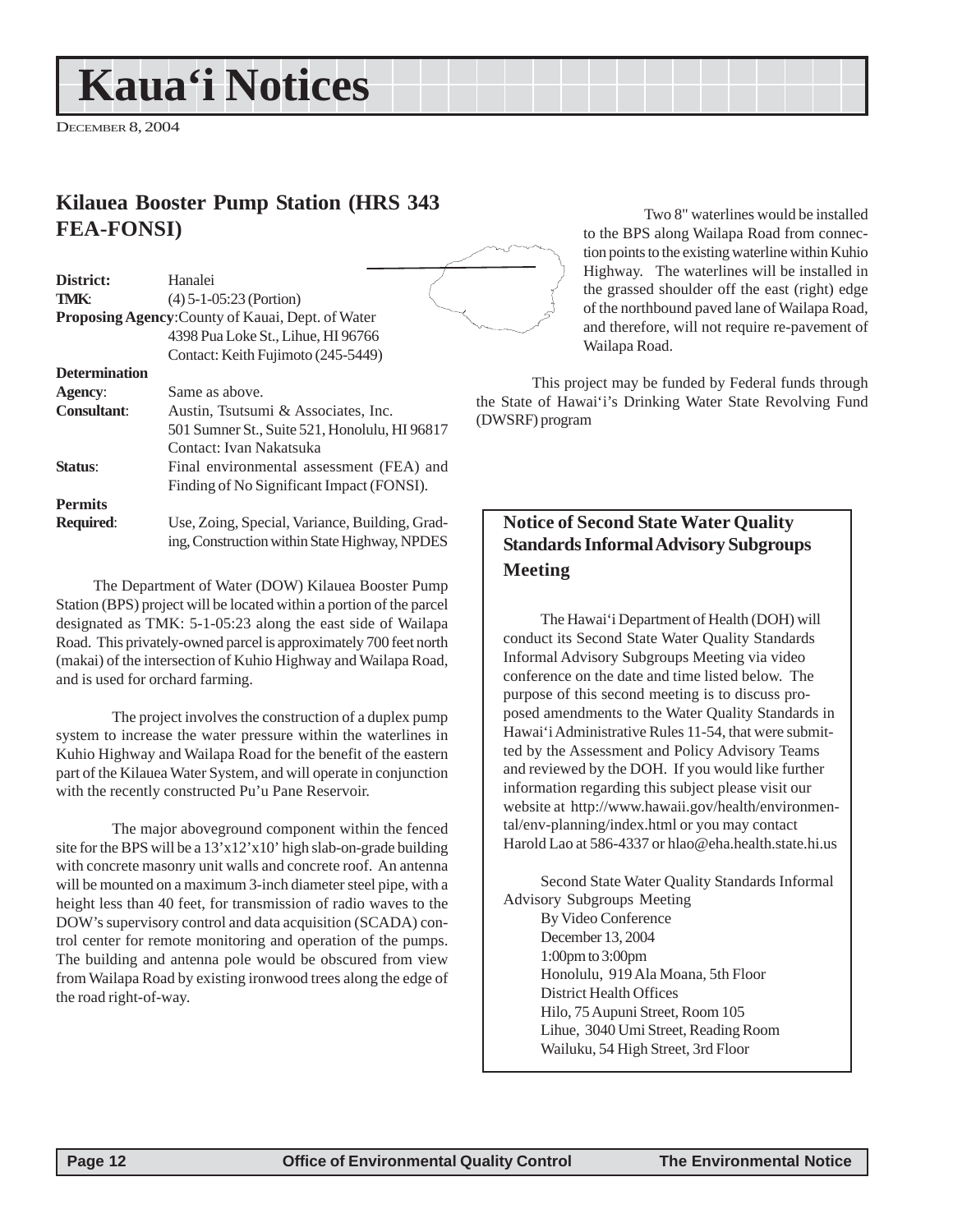# Kaua'i Notices

December 8, 2004

## Kilauea Booster Pump Station (HRS 343 FEA-FONSI)

**District:** Hanalei

**TMK**: (4) 5-1-05:23 (Portion)

**Proposing Agency**: County of Kauai, Dept. of Water
4398 Pua Loke St., Lihue, HI 96766
Contact: Keith Fujimoto (245-5449)

**Determination Agency**: Same as above.

**Consultant**: Austin, Tsutsumi & Associates, Inc.
501 Sumner St., Suite 521, Honolulu, HI 96817
Contact: Ivan Nakatsuka

**Status**: Final environmental assessment (FEA) and Finding of No Significant Impact (FONSI).

**Permits Required**: Use, Zoning, Special, Variance, Building, Grading, Construction within State Highway, NPDES

The Department of Water (DOW) Kilauea Booster Pump Station (BPS) project will be located within a portion of the parcel designated as TMK: 5-1-05:23 along the east side of Wailapa Road. This privately-owned parcel is approximately 700 feet north (makai) of the intersection of Kuhio Highway and Wailapa Road, and is used for orchard farming.

The project involves the construction of a duplex pump system to increase the water pressure within the waterlines in Kuhio Highway and Wailapa Road for the benefit of the eastern part of the Kilauea Water System, and will operate in conjunction with the recently constructed Pu'u Pane Reservoir.

The major aboveground component within the fenced site for the BPS will be a 13'x12'x10' high slab-on-grade building with concrete masonry unit walls and concrete roof. An antenna will be mounted on a maximum 3-inch diameter steel pipe, with a height less than 40 feet, for transmission of radio waves to the DOW's supervisory control and data acquisition (SCADA) control center for remote monitoring and operation of the pumps. The building and antenna pole would be obscured from view from Wailapa Road by existing ironwood trees along the edge of the road right-of-way.

Two 8" waterlines would be installed to the BPS along Wailapa Road from connection points to the existing waterline within Kuhio Highway. The waterlines will be installed in the grassed shoulder off the east (right) edge of the northbound paved lane of Wailapa Road, and therefore, will not require re-pavement of Wailapa Road.

This project may be funded by Federal funds through the State of Hawai'i's Drinking Water State Revolving Fund (DWSRF) program

## Notice of Second State Water Quality Standards Informal Advisory Subgroups Meeting

The Hawai'i Department of Health (DOH) will conduct its Second State Water Quality Standards Informal Advisory Subgroups Meeting via video conference on the date and time listed below. The purpose of this second meeting is to discuss proposed amendments to the Water Quality Standards in Hawai'i Administrative Rules 11-54, that were submitted by the Assessment and Policy Advisory Teams and reviewed by the DOH. If you would like further information regarding this subject please visit our website at http://www.hawaii.gov/health/environmental/env-planning/index.html or you may contact Harold Lao at 586-4337 or hlao@eha.health.state.hi.us

Second State Water Quality Standards Informal Advisory Subgroups Meeting
By Video Conference
December 13, 2004
1:00pm to 3:00pm
Honolulu, 919 Ala Moana, 5th Floor
District Health Offices
Hilo, 75 Aupuni Street, Room 105
Lihue, 3040 Umi Street, Reading Room
Wailuku, 54 High Street, 3rd Floor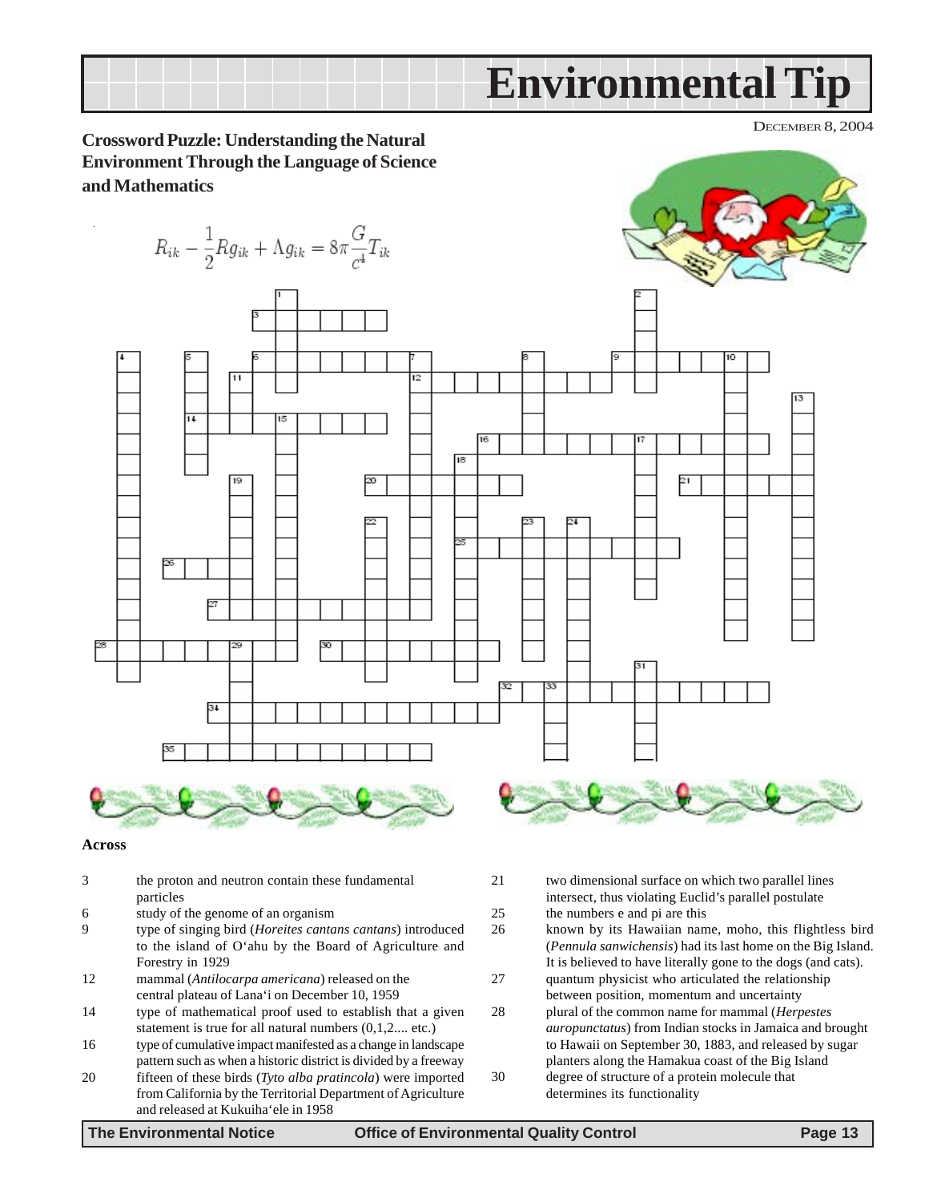# Environmental Tip

DECEMBER 8, 2004

## Crossword Puzzle: Understanding the Natural Environment Through the Language of Science and Mathematics

$$R_{ik} - \frac{1}{2}Rg_{ik} + \Lambda g_{ik} = 8\pi\frac{G}{c^4}T_{ik}$$

### Across

3 the proton and neutron contain these fundamental particles

6 study of the genome of an organism

9 type of singing bird (*Horeites cantans cantans*) introduced to the island of O'ahu by the Board of Agriculture and Forestry in 1929

12 mammal (*Antilocarpa americana*) released on the central plateau of Lana'i on December 10, 1959

14 type of mathematical proof used to establish that a given statement is true for all natural numbers (0,1,2.... etc.)

16 type of cumulative impact manifested as a change in landscape pattern such as when a historic district is divided by a freeway

20 fifteen of these birds (*Tyto alba pratincola*) were imported from California by the Territorial Department of Agriculture and released at Kukuiha'ele in 1958

21 two dimensional surface on which two parallel lines intersect, thus violating Euclid's parallel postulate

25 the numbers e and pi are this

26 known by its Hawaiian name, moho, this flightless bird (*Pennula sanwichensis*) had its last home on the Big Island. It is believed to have literally gone to the dogs (and cats).

27 quantum physicist who articulated the relationship between position, momentum and uncertainty

28 plural of the common name for mammal (*Herpestes auropunctatus*) from Indian stocks in Jamaica and brought to Hawaii on September 30, 1883, and released by sugar planters along the Hamakua coast of the Big Island

30 degree of structure of a protein molecule that determines its functionality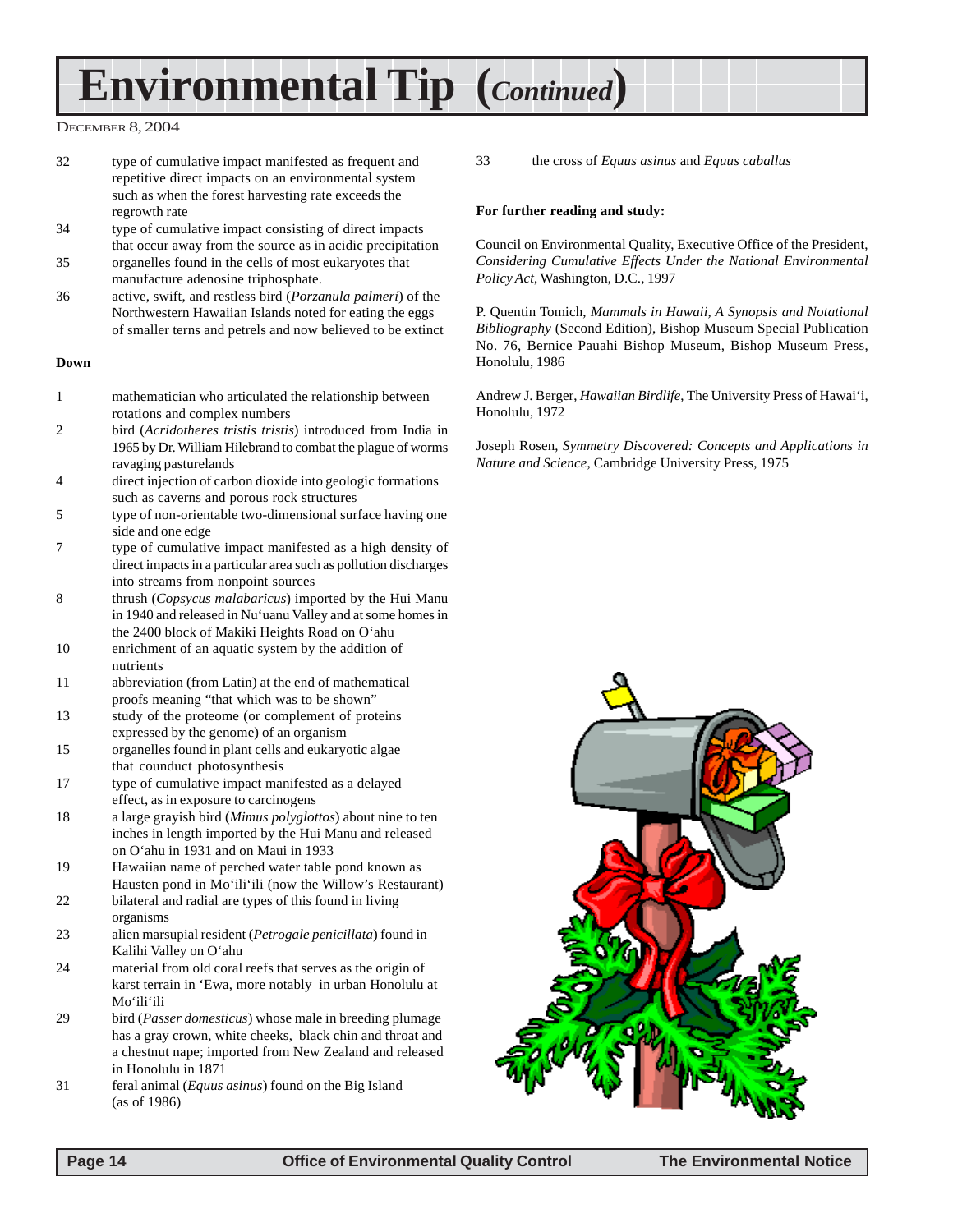# Environmental Tip (*Continued*)

December 8, 2004

32 type of cumulative impact manifested as frequent and repetitive direct impacts on an environmental system such as when the forest harvesting rate exceeds the regrowth rate

34 type of cumulative impact consisting of direct impacts that occur away from the source as in acidic precipitation

35 organelles found in the cells of most eukaryotes that manufacture adenosine triphosphate.

36 active, swift, and restless bird (*Porzanula palmeri*) of the Northwestern Hawaiian Islands noted for eating the eggs of smaller terns and petrels and now believed to be extinct

**Down**

1 mathematician who articulated the relationship between rotations and complex numbers

2 bird (*Acridotheres tristis tristis*) introduced from India in 1965 by Dr. William Hilebrand to combat the plague of worms ravaging pasturelands

4 direct injection of carbon dioxide into geologic formations such as caverns and porous rock structures

5 type of non-orientable two-dimensional surface having one side and one edge

7 type of cumulative impact manifested as a high density of direct impacts in a particular area such as pollution discharges into streams from nonpoint sources

8 thrush (*Copsycus malabaricus*) imported by the Hui Manu in 1940 and released in Nu‘uanu Valley and at some homes in the 2400 block of Makiki Heights Road on O‘ahu

10 enrichment of an aquatic system by the addition of nutrients

11 abbreviation (from Latin) at the end of mathematical proofs meaning “that which was to be shown”

13 study of the proteome (or complement of proteins expressed by the genome) of an organism

15 organelles found in plant cells and eukaryotic algae that counduct photosynthesis

17 type of cumulative impact manifested as a delayed effect, as in exposure to carcinogens

18 a large grayish bird (*Mimus polyglottos*) about nine to ten inches in length imported by the Hui Manu and released on O‘ahu in 1931 and on Maui in 1933

19 Hawaiian name of perched water table pond known as Hausten pond in Mo‘ili‘ili (now the Willow’s Restaurant)

22 bilateral and radial are types of this found in living organisms

23 alien marsupial resident (*Petrogale penicillata*) found in Kalihi Valley on O‘ahu

24 material from old coral reefs that serves as the origin of karst terrain in ‘Ewa, more notably in urban Honolulu at Mo‘ili‘ili

29 bird (*Passer domesticus*) whose male in breeding plumage has a gray crown, white cheeks, black chin and throat and a chestnut nape; imported from New Zealand and released in Honolulu in 1871

31 feral animal (*Equus asinus*) found on the Big Island (as of 1986)

33 the cross of *Equus asinus* and *Equus caballus*

**For further reading and study:**

Council on Environmental Quality, Executive Office of the President, *Considering Cumulative Effects Under the National Environmental Policy Act*, Washington, D.C., 1997

P. Quentin Tomich, *Mammals in Hawaii, A Synopsis and Notational Bibliography* (Second Edition), Bishop Museum Special Publication No. 76, Bernice Pauahi Bishop Museum, Bishop Museum Press, Honolulu, 1986

Andrew J. Berger, *Hawaiian Birdlife*, The University Press of Hawai‘i, Honolulu, 1972

Joseph Rosen, *Symmetry Discovered: Concepts and Applications in Nature and Science*, Cambridge University Press, 1975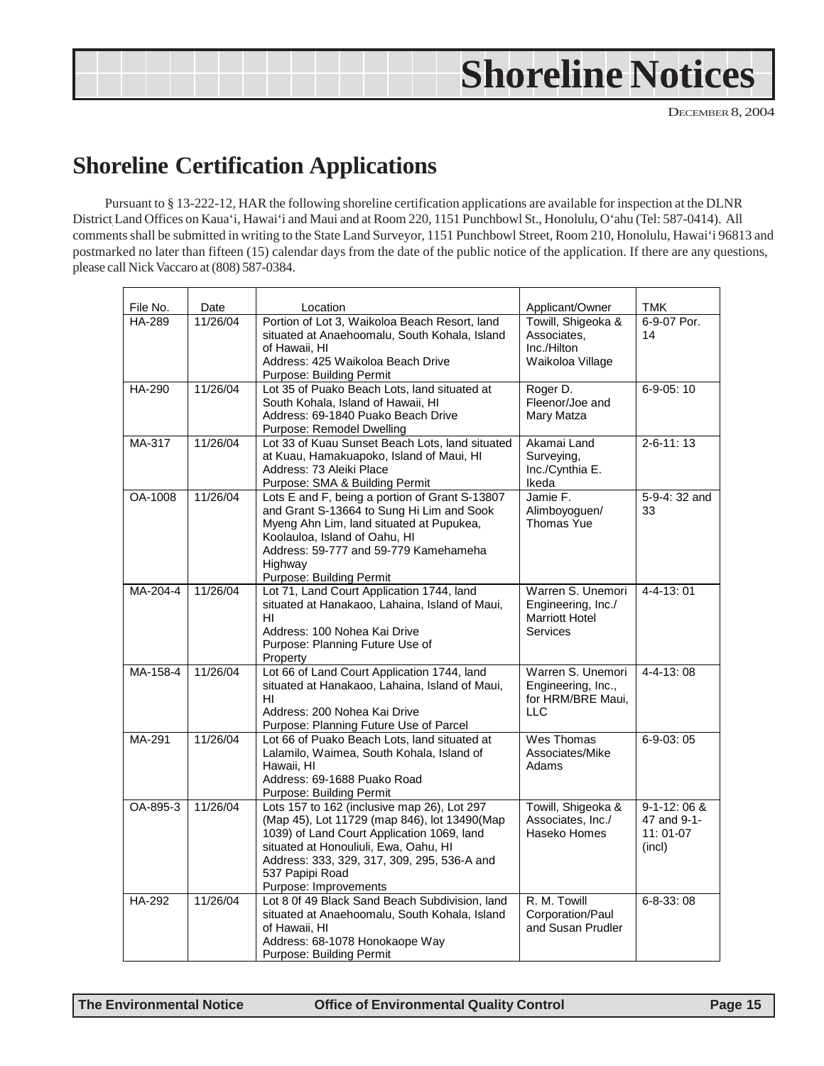# Shoreline Notices

DECEMBER 8, 2004

## Shoreline Certification Applications

Pursuant to § 13-222-12, HAR the following shoreline certification applications are available for inspection at the DLNR District Land Offices on Kaua'i, Hawai'i and Maui and at Room 220, 1151 Punchbowl St., Honolulu, O'ahu (Tel: 587-0414). All comments shall be submitted in writing to the State Land Surveyor, 1151 Punchbowl Street, Room 210, Honolulu, Hawai'i 96813 and postmarked no later than fifteen (15) calendar days from the date of the public notice of the application. If there are any questions, please call Nick Vaccaro at (808) 587-0384.

| File No. | Date | Location | Applicant/Owner | TMK |
|---|---|---|---|---|
| HA-289 | 11/26/04 | Portion of Lot 3, Waikoloa Beach Resort, land situated at Anaehoomalu, South Kohala, Island of Hawaii, HI<br>Address: 425 Waikoloa Beach Drive<br>Purpose: Building Permit | Towill, Shigeoka & Associates, Inc./Hilton Waikoloa Village | 6-9-07 Por. 14 |
| HA-290 | 11/26/04 | Lot 35 of Puako Beach Lots, land situated at South Kohala, Island of Hawaii, HI<br>Address: 69-1840 Puako Beach Drive<br>Purpose: Remodel Dwelling | Roger D. Fleenor/Joe and Mary Matza | 6-9-05: 10 |
| MA-317 | 11/26/04 | Lot 33 of Kuau Sunset Beach Lots, land situated at Kuau, Hamakuapoko, Island of Maui, HI<br>Address: 73 Aleiki Place<br>Purpose: SMA & Building Permit | Akamai Land Surveying, Inc./Cynthia E. Ikeda | 2-6-11: 13 |
| OA-1008 | 11/26/04 | Lots E and F, being a portion of Grant S-13807 and Grant S-13664 to Sung Hi Lim and Sook Myeng Ahn Lim, land situated at Pupukea, Koolauloa, Island of Oahu, HI<br>Address: 59-777 and 59-779 Kamehameha Highway<br>Purpose: Building Permit | Jamie F. Alimboyoguen/ Thomas Yue | 5-9-4: 32 and 33 |
| MA-204-4 | 11/26/04 | Lot 71, Land Court Application 1744, land situated at Hanakaoo, Lahaina, Island of Maui, HI<br>Address: 100 Nohea Kai Drive<br>Purpose: Planning Future Use of Property | Warren S. Unemori Engineering, Inc./ Marriott Hotel Services | 4-4-13: 01 |
| MA-158-4 | 11/26/04 | Lot 66 of Land Court Application 1744, land situated at Hanakaoo, Lahaina, Island of Maui, HI<br>Address: 200 Nohea Kai Drive<br>Purpose: Planning Future Use of Parcel | Warren S. Unemori Engineering, Inc., for HRM/BRE Maui, LLC | 4-4-13: 08 |
| MA-291 | 11/26/04 | Lot 66 of Puako Beach Lots, land situated at Lalamilo, Waimea, South Kohala, Island of Hawaii, HI<br>Address: 69-1688 Puako Road<br>Purpose: Building Permit | Wes Thomas Associates/Mike Adams | 6-9-03: 05 |
| OA-895-3 | 11/26/04 | Lots 157 to 162 (inclusive map 26), Lot 297 (Map 45), Lot 11729 (map 846), lot 13490(Map 1039) of Land Court Application 1069, land situated at Honouliuli, Ewa, Oahu, HI<br>Address: 333, 329, 317, 309, 295, 536-A and 537 Papipi Road<br>Purpose: Improvements | Towill, Shigeoka & Associates, Inc./ Haseko Homes | 9-1-12: 06 & 47 and 9-1-11: 01-07 (incl) |
| HA-292 | 11/26/04 | Lot 8 0f 49 Black Sand Beach Subdivision, land situated at Anaehoomalu, South Kohala, Island of Hawaii, HI<br>Address: 68-1078 Honokaope Way<br>Purpose: Building Permit | R. M. Towill Corporation/Paul and Susan Prudler | 6-8-33: 08 |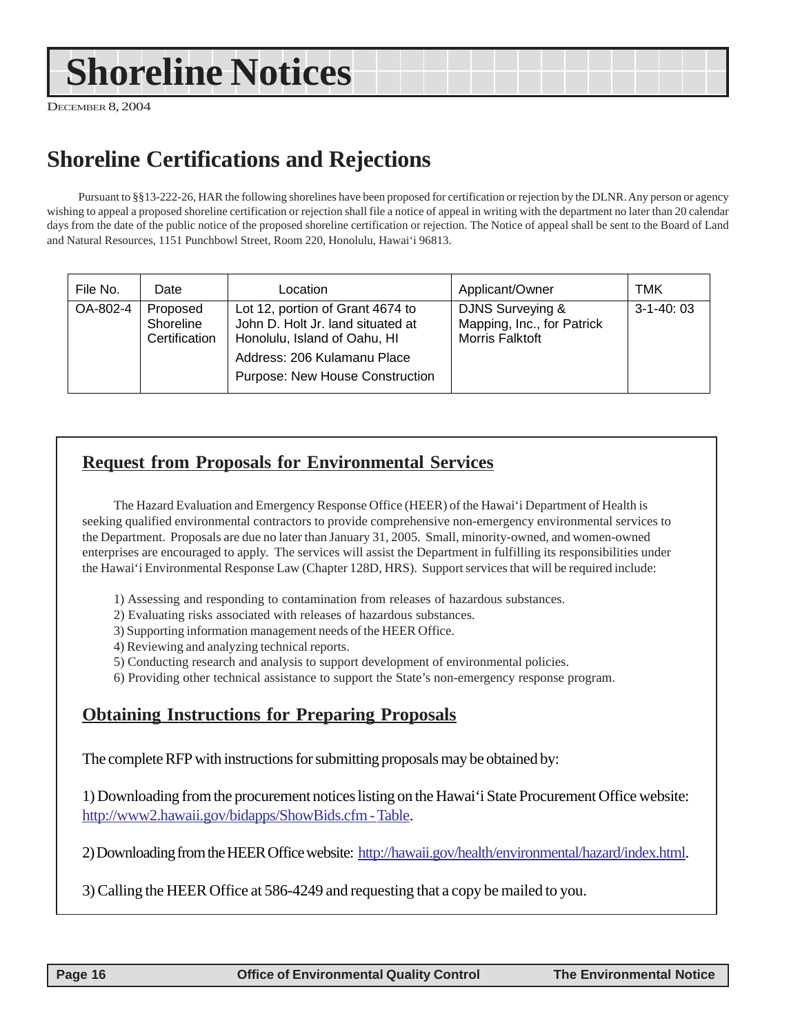# Shoreline Notices

December 8, 2004

## Shoreline Certifications and Rejections

Pursuant to §§13-222-26, HAR the following shorelines have been proposed for certification or rejection by the DLNR. Any person or agency wishing to appeal a proposed shoreline certification or rejection shall file a notice of appeal in writing with the department no later than 20 calendar days from the date of the public notice of the proposed shoreline certification or rejection. The Notice of appeal shall be sent to the Board of Land and Natural Resources, 1151 Punchbowl Street, Room 220, Honolulu, Hawai'i 96813.

| File No. | Date | Location | Applicant/Owner | TMK |
|---|---|---|---|---|
| OA-802-4 | Proposed Shoreline Certification | Lot 12, portion of Grant 4674 to John D. Holt Jr. land situated at Honolulu, Island of Oahu, HI<br>Address: 206 Kulamanu Place<br>Purpose: New House Construction | DJNS Surveying & Mapping, Inc., for Patrick Morris Falktoft | 3-1-40: 03 |

## Request from Proposals for Environmental Services

The Hazard Evaluation and Emergency Response Office (HEER) of the Hawai'i Department of Health is seeking qualified environmental contractors to provide comprehensive non-emergency environmental services to the Department. Proposals are due no later than January 31, 2005. Small, minority-owned, and women-owned enterprises are encouraged to apply. The services will assist the Department in fulfilling its responsibilities under the Hawai'i Environmental Response Law (Chapter 128D, HRS). Support services that will be required include:

1) Assessing and responding to contamination from releases of hazardous substances.
2) Evaluating risks associated with releases of hazardous substances.
3) Supporting information management needs of the HEER Office.
4) Reviewing and analyzing technical reports.
5) Conducting research and analysis to support development of environmental policies.
6) Providing other technical assistance to support the State's non-emergency response program.

## Obtaining Instructions for Preparing Proposals

The complete RFP with instructions for submitting proposals may be obtained by:

1) Downloading from the procurement notices listing on the Hawai'i State Procurement Office website: http://www2.hawaii.gov/bidapps/ShowBids.cfm - Table.

2) Downloading from the HEER Office website: http://hawaii.gov/health/environmental/hazard/index.html.

3) Calling the HEER Office at 586-4249 and requesting that a copy be mailed to you.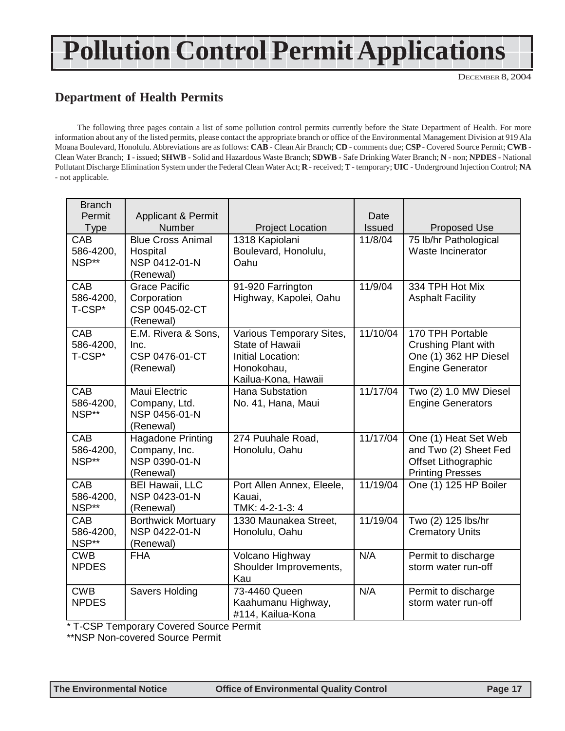# Pollution Control Permit Applications

DECEMBER 8, 2004

## Department of Health Permits

The following three pages contain a list of some pollution control permits currently before the State Department of Health. For more information about any of the listed permits, please contact the appropriate branch or office of the Environmental Management Division at 919 Ala Moana Boulevard, Honolulu. Abbreviations are as follows: **CAB** - Clean Air Branch; **CD** - comments due; **CSP** - Covered Source Permit; **CWB** - Clean Water Branch; **I** - issued; **SHWB** - Solid and Hazardous Waste Branch; **SDWB** - Safe Drinking Water Branch; **N** - non; **NPDES** - National Pollutant Discharge Elimination System under the Federal Clean Water Act; **R** - received; **T** - temporary; **UIC** - Underground Injection Control; **NA** - not applicable.

| Branch Permit Type | Applicant & Permit Number | Project Location | Date Issued | Proposed Use |
|---|---|---|---|---|
| CAB 586-4200, NSP** | Blue Cross Animal Hospital NSP 0412-01-N (Renewal) | 1318 Kapiolani Boulevard, Honolulu, Oahu | 11/8/04 | 75 lb/hr Pathological Waste Incinerator |
| CAB 586-4200, T-CSP* | Grace Pacific Corporation CSP 0045-02-CT (Renewal) | 91-920 Farrington Highway, Kapolei, Oahu | 11/9/04 | 334 TPH Hot Mix Asphalt Facility |
| CAB 586-4200, T-CSP* | E.M. Rivera & Sons, Inc. CSP 0476-01-CT (Renewal) | Various Temporary Sites, State of Hawaii Initial Location: Honokohau, Kailua-Kona, Hawaii | 11/10/04 | 170 TPH Portable Crushing Plant with One (1) 362 HP Diesel Engine Generator |
| CAB 586-4200, NSP** | Maui Electric Company, Ltd. NSP 0456-01-N (Renewal) | Hana Substation No. 41, Hana, Maui | 11/17/04 | Two (2) 1.0 MW Diesel Engine Generators |
| CAB 586-4200, NSP** | Hagadone Printing Company, Inc. NSP 0390-01-N (Renewal) | 274 Puuhale Road, Honolulu, Oahu | 11/17/04 | One (1) Heat Set Web and Two (2) Sheet Fed Offset Lithographic Printing Presses |
| CAB 586-4200, NSP** | BEI Hawaii, LLC NSP 0423-01-N (Renewal) | Port Allen Annex, Eleele, Kauai, TMK: 4-2-1-3: 4 | 11/19/04 | One (1) 125 HP Boiler |
| CAB 586-4200, NSP** | Borthwick Mortuary NSP 0422-01-N (Renewal) | 1330 Maunakea Street, Honolulu, Oahu | 11/19/04 | Two (2) 125 lbs/hr Crematory Units |
| CWB NPDES | FHA | Volcano Highway Shoulder Improvements, Kau | N/A | Permit to discharge storm water run-off |
| CWB NPDES | Savers Holding | 73-4460 Queen Kaahumanu Highway, #114, Kailua-Kona | N/A | Permit to discharge storm water run-off |

\* T-CSP Temporary Covered Source Permit

\*\*NSP Non-covered Source Permit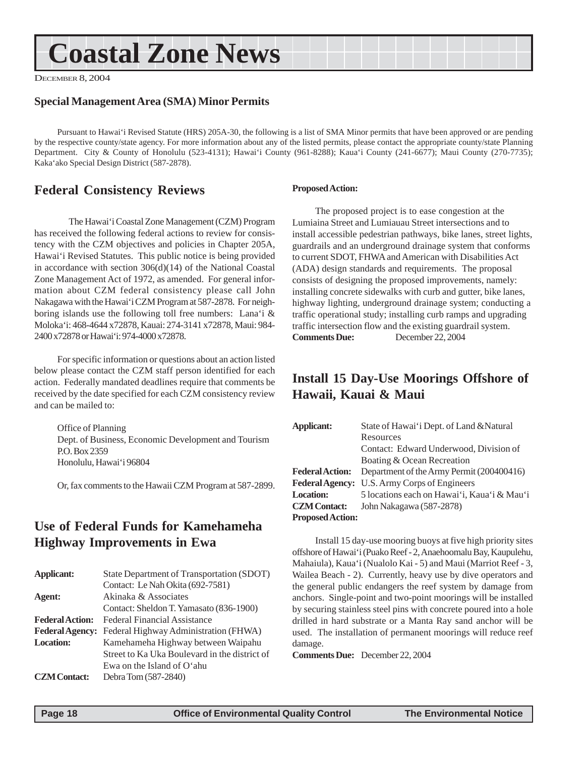# Coastal Zone News

DECEMBER 8, 2004

### Special Management Area (SMA) Minor Permits

Pursuant to Hawai'i Revised Statute (HRS) 205A-30, the following is a list of SMA Minor permits that have been approved or are pending by the respective county/state agency. For more information about any of the listed permits, please contact the appropriate county/state Planning Department. City & County of Honolulu (523-4131); Hawai'i County (961-8288); Kaua'i County (241-6677); Maui County (270-7735); Kaka'ako Special Design District (587-2878).

## Federal Consistency Reviews

The Hawai'i Coastal Zone Management (CZM) Program has received the following federal actions to review for consistency with the CZM objectives and policies in Chapter 205A, Hawai'i Revised Statutes. This public notice is being provided in accordance with section 306(d)(14) of the National Coastal Zone Management Act of 1972, as amended. For general information about CZM federal consistency please call John Nakagawa with the Hawai'i CZM Program at 587-2878. For neighboring islands use the following toll free numbers: Lana'i & Moloka'i: 468-4644 x72878, Kauai: 274-3141 x72878, Maui: 984-2400 x72878 or Hawai'i: 974-4000 x72878.

For specific information or questions about an action listed below please contact the CZM staff person identified for each action. Federally mandated deadlines require that comments be received by the date specified for each CZM consistency review and can be mailed to:

Office of Planning
Dept. of Business, Economic Development and Tourism
P.O. Box 2359
Honolulu, Hawai'i 96804

Or, fax comments to the Hawaii CZM Program at 587-2899.

## Use of Federal Funds for Kamehameha Highway Improvements in Ewa

**Applicant:** State Department of Transportation (SDOT)
Contact: Le Nah Okita (692-7581)
**Agent:** Akinaka & Associates
Contact: Sheldon T. Yamasato (836-1900)
**Federal Action:** Federal Financial Assistance
**Federal Agency:** Federal Highway Administration (FHWA)
**Location:** Kamehameha Highway between Waipahu Street to Ka Uka Boulevard in the district of Ewa on the Island of O'ahu
**CZM Contact:** Debra Tom (587-2840)
**Proposed Action:**

The proposed project is to ease congestion at the Lumiaina Street and Lumiauau Street intersections and to install accessible pedestrian pathways, bike lanes, street lights, guardrails and an underground drainage system that conforms to current SDOT, FHWA and American with Disabilities Act (ADA) design standards and requirements. The proposal consists of designing the proposed improvements, namely: installing concrete sidewalks with curb and gutter, bike lanes, highway lighting, underground drainage system; conducting a traffic operational study; installing curb ramps and upgrading traffic intersection flow and the existing guardrail system.
**Comments Due:** December 22, 2004

## Install 15 Day-Use Moorings Offshore of Hawaii, Kauai & Maui

**Applicant:** State of Hawai'i Dept. of Land & Natural Resources
Contact: Edward Underwood, Division of Boating & Ocean Recreation
**Federal Action:** Department of the Army Permit (200400416)
**Federal Agency:** U.S. Army Corps of Engineers
**Location:** 5 locations each on Hawai'i, Kaua'i & Mau'i
**CZM Contact:** John Nakagawa (587-2878)
**Proposed Action:**

Install 15 day-use mooring buoys at five high priority sites offshore of Hawai'i (Puako Reef - 2, Anaehoomalu Bay, Kaupulehu, Mahaiula), Kaua'i (Nualolo Kai - 5) and Maui (Marriot Reef - 3, Wailea Beach - 2). Currently, heavy use by dive operators and the general public endangers the reef system by damage from anchors. Single-point and two-point moorings will be installed by securing stainless steel pins with concrete poured into a hole drilled in hard substrate or a Manta Ray sand anchor will be used. The installation of permanent moorings will reduce reef damage.
**Comments Due:** December 22, 2004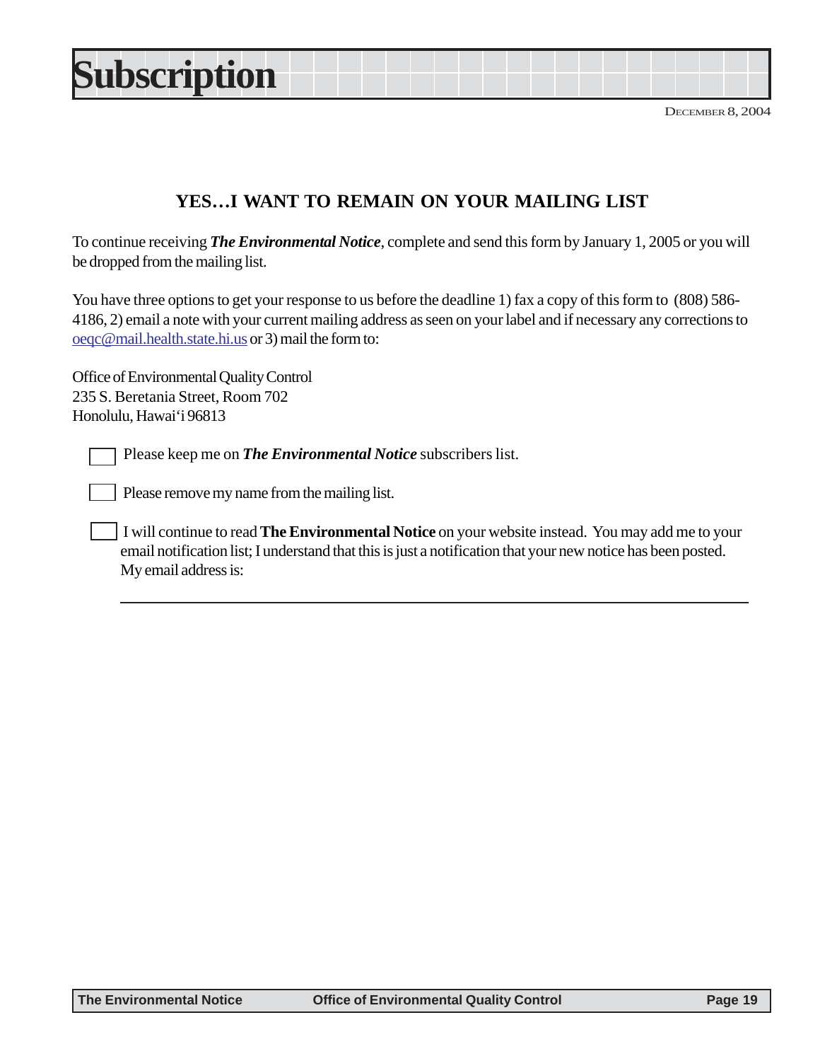# Subscription

DECEMBER 8, 2004

## YES…I WANT TO REMAIN ON YOUR MAILING LIST

To continue receiving ***The Environmental Notice***, complete and send this form by January 1, 2005 or you will be dropped from the mailing list.

You have three options to get your response to us before the deadline 1) fax a copy of this form to (808) 586-4186, 2) email a note with your current mailing address as seen on your label and if necessary any corrections to oeqc@mail.health.state.hi.us or 3) mail the form to:

Office of Environmental Quality Control
235 S. Beretania Street, Room 702
Honolulu, Hawai'i 96813

☐ Please keep me on ***The Environmental Notice*** subscribers list.

☐ Please remove my name from the mailing list.

☐ I will continue to read **The Environmental Notice** on your website instead. You may add me to your email notification list; I understand that this is just a notification that your new notice has been posted. My email address is:

\_\_\_\_\_\_\_\_\_\_\_\_\_\_\_\_\_\_\_\_\_\_\_\_\_\_\_\_\_\_\_\_\_\_\_\_\_\_\_\_\_\_\_\_\_\_\_\_\_\_\_\_\_\_\_\_\_\_